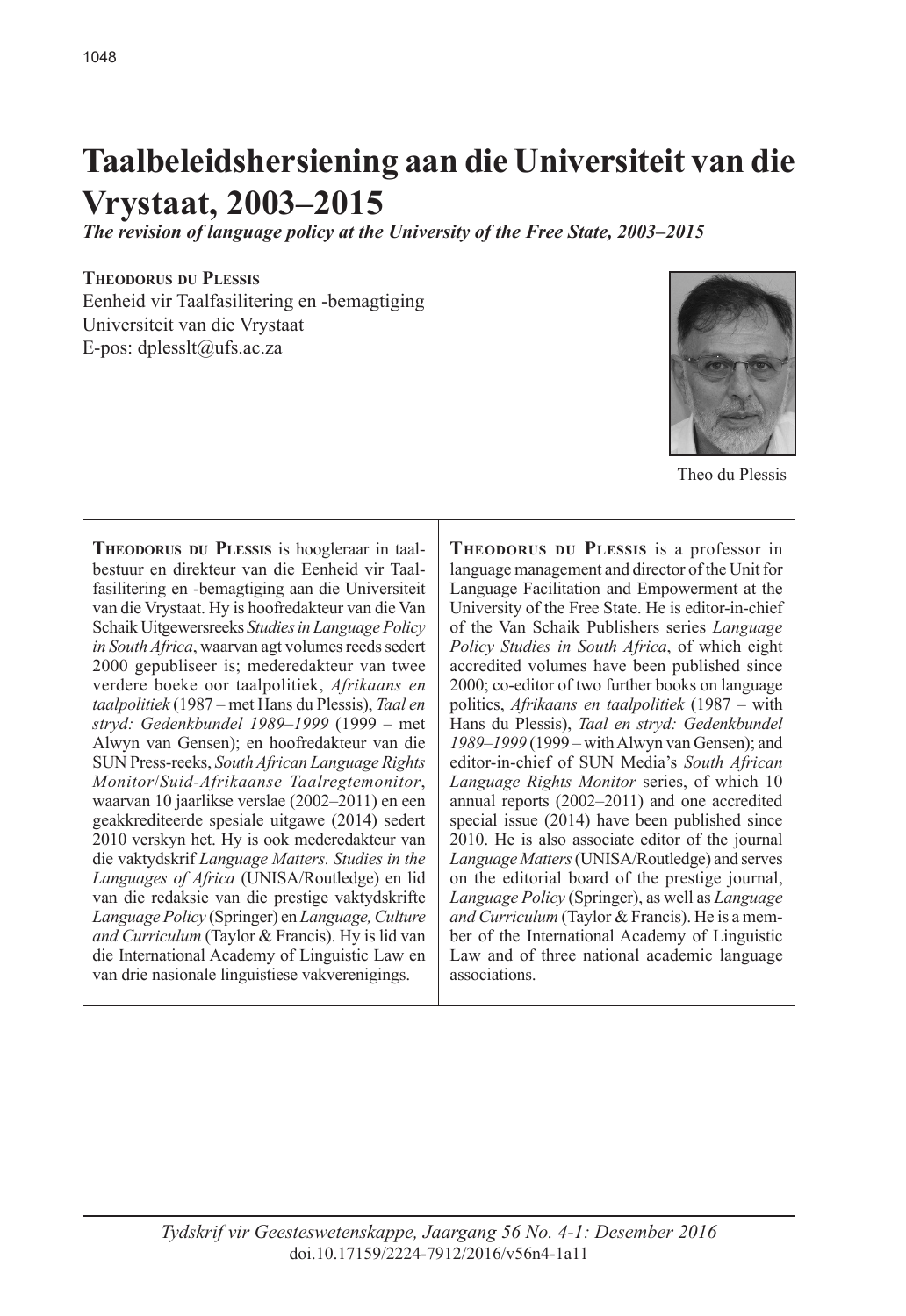# Taalbeleidshersiening aan die Universiteit van die Vrystaat, 2003–2015

***The revision of language policy at the University of the Free State, 2003–2015***

**Theodorus du Plessis**
Eenheid vir Taalfasilitering en -bemagtiging
Universiteit van die Vrystaat
E-pos: dplesslt@ufs.ac.za

Theo du Plessis

**Theodorus du Plessis** is hoogleraar in taalbestuur en direkteur van die Eenheid vir Taalfasilitering en -bemagtiging aan die Universiteit van die Vrystaat. Hy is hoofredakteur van die Van Schaik Uitgewersreeks *Studies in Language Policy in South Africa*, waarvan agt volumes reeds sedert 2000 gepubliseer is; mederedakteur van twee verdere boeke oor taalpolitiek, *Afrikaans en taalpolitiek* (1987 – met Hans du Plessis), *Taal en stryd: Gedenkbundel 1989–1999* (1999 – met Alwyn van Gensen); en hoofredakteur van die SUN Press-reeks, *South African Language Rights Monitor*/*Suid-Afrikaanse Taalregtemonitor*, waarvan 10 jaarlikse verslae (2002–2011) en een geakkrediteerde spesiale uitgawe (2014) sedert 2010 verskyn het. Hy is ook mederedakteur van die vaktydskrif *Language Matters. Studies in the Languages of Africa* (UNISA/Routledge) en lid van die redaksie van die prestige vaktydskrifte *Language Policy* (Springer) en *Language, Culture and Curriculum* (Taylor & Francis). Hy is lid van die International Academy of Linguistic Law en van drie nasionale linguistiese vakverenigings.

**Theodorus du Plessis** is a professor in language management and director of the Unit for Language Facilitation and Empowerment at the University of the Free State. He is editor-in-chief of the Van Schaik Publishers series *Language Policy Studies in South Africa*, of which eight accredited volumes have been published since 2000; co-editor of two further books on language politics, *Afrikaans en taalpolitiek* (1987 – with Hans du Plessis), *Taal en stryd: Gedenkbundel 1989–1999* (1999 – with Alwyn van Gensen); and editor-in-chief of SUN Media's *South African Language Rights Monitor* series, of which 10 annual reports (2002–2011) and one accredited special issue (2014) have been published since 2010. He is also associate editor of the journal *Language Matters* (UNISA/Routledge) and serves on the editorial board of the prestige journal, *Language Policy* (Springer), as well as *Language and Curriculum* (Taylor & Francis). He is a member of the International Academy of Linguistic Law and of three national academic language associations.

*Tydskrif vir Geesteswetenskappe, Jaargang 56 No. 4-1: Desember 2016*
doi.10.17159/2224-7912/2016/v56n4-1a11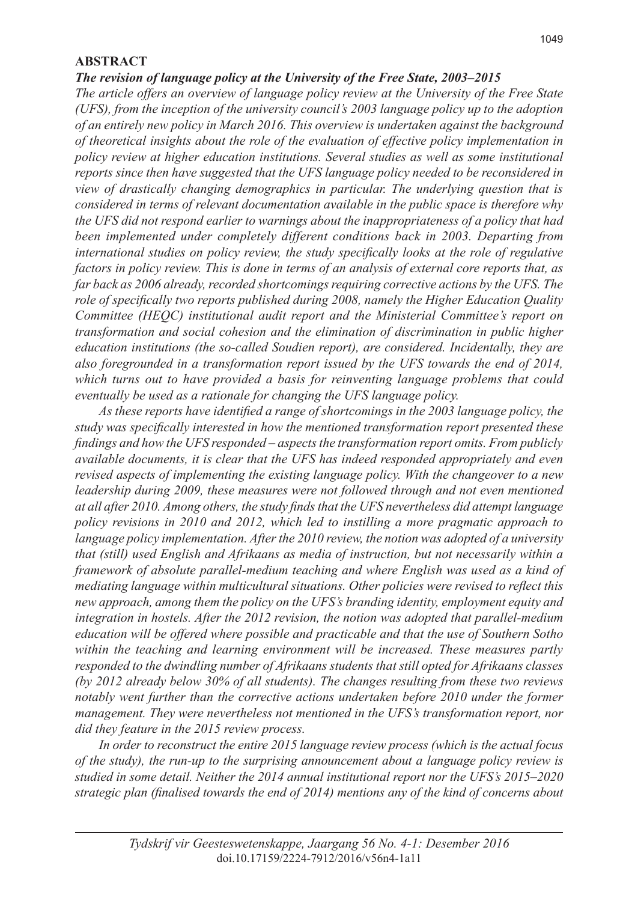## ABSTRACT

***The revision of language policy at the University of the Free State, 2003–2015***

*The article offers an overview of language policy review at the University of the Free State (UFS), from the inception of the university council's 2003 language policy up to the adoption of an entirely new policy in March 2016. This overview is undertaken against the background of theoretical insights about the role of the evaluation of effective policy implementation in policy review at higher education institutions. Several studies as well as some institutional reports since then have suggested that the UFS language policy needed to be reconsidered in view of drastically changing demographics in particular. The underlying question that is considered in terms of relevant documentation available in the public space is therefore why the UFS did not respond earlier to warnings about the inappropriateness of a policy that had been implemented under completely different conditions back in 2003. Departing from international studies on policy review, the study specifically looks at the role of regulative factors in policy review. This is done in terms of an analysis of external core reports that, as far back as 2006 already, recorded shortcomings requiring corrective actions by the UFS. The role of specifically two reports published during 2008, namely the Higher Education Quality Committee (HEQC) institutional audit report and the Ministerial Committee's report on transformation and social cohesion and the elimination of discrimination in public higher education institutions (the so-called Soudien report), are considered. Incidentally, they are also foregrounded in a transformation report issued by the UFS towards the end of 2014, which turns out to have provided a basis for reinventing language problems that could eventually be used as a rationale for changing the UFS language policy.*

*As these reports have identified a range of shortcomings in the 2003 language policy, the study was specifically interested in how the mentioned transformation report presented these findings and how the UFS responded – aspects the transformation report omits. From publicly available documents, it is clear that the UFS has indeed responded appropriately and even revised aspects of implementing the existing language policy. With the changeover to a new leadership during 2009, these measures were not followed through and not even mentioned at all after 2010. Among others, the study finds that the UFS nevertheless did attempt language policy revisions in 2010 and 2012, which led to instilling a more pragmatic approach to language policy implementation. After the 2010 review, the notion was adopted of a university that (still) used English and Afrikaans as media of instruction, but not necessarily within a framework of absolute parallel-medium teaching and where English was used as a kind of mediating language within multicultural situations. Other policies were revised to reflect this new approach, among them the policy on the UFS's branding identity, employment equity and integration in hostels. After the 2012 revision, the notion was adopted that parallel-medium education will be offered where possible and practicable and that the use of Southern Sotho within the teaching and learning environment will be increased. These measures partly responded to the dwindling number of Afrikaans students that still opted for Afrikaans classes (by 2012 already below 30% of all students). The changes resulting from these two reviews notably went further than the corrective actions undertaken before 2010 under the former management. They were nevertheless not mentioned in the UFS's transformation report, nor did they feature in the 2015 review process.*

*In order to reconstruct the entire 2015 language review process (which is the actual focus of the study), the run-up to the surprising announcement about a language policy review is studied in some detail. Neither the 2014 annual institutional report nor the UFS's 2015–2020 strategic plan (finalised towards the end of 2014) mentions any of the kind of concerns about*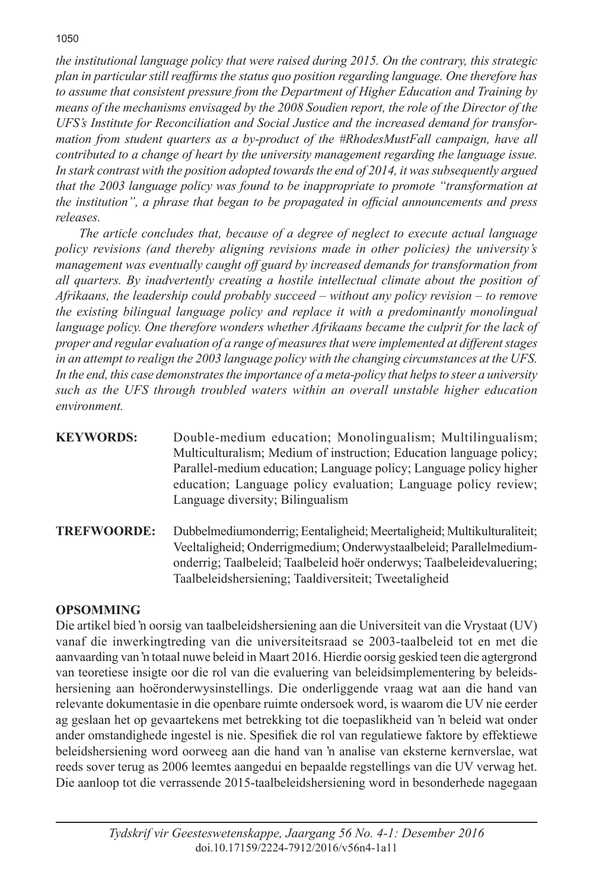*the institutional language policy that were raised during 2015. On the contrary, this strategic plan in particular still reaffirms the status quo position regarding language. One therefore has to assume that consistent pressure from the Department of Higher Education and Training by means of the mechanisms envisaged by the 2008 Soudien report, the role of the Director of the UFS's Institute for Reconciliation and Social Justice and the increased demand for transformation from student quarters as a by-product of the #RhodesMustFall campaign, have all contributed to a change of heart by the university management regarding the language issue. In stark contrast with the position adopted towards the end of 2014, it was subsequently argued that the 2003 language policy was found to be inappropriate to promote "transformation at the institution", a phrase that began to be propagated in official announcements and press releases.*

*The article concludes that, because of a degree of neglect to execute actual language policy revisions (and thereby aligning revisions made in other policies) the university's management was eventually caught off guard by increased demands for transformation from all quarters. By inadvertently creating a hostile intellectual climate about the position of Afrikaans, the leadership could probably succeed – without any policy revision – to remove the existing bilingual language policy and replace it with a predominantly monolingual language policy. One therefore wonders whether Afrikaans became the culprit for the lack of proper and regular evaluation of a range of measures that were implemented at different stages in an attempt to realign the 2003 language policy with the changing circumstances at the UFS. In the end, this case demonstrates the importance of a meta-policy that helps to steer a university such as the UFS through troubled waters within an overall unstable higher education environment.*

**KEYWORDS:** Double-medium education; Monolingualism; Multilingualism; Multiculturalism; Medium of instruction; Education language policy; Parallel-medium education; Language policy; Language policy higher education; Language policy evaluation; Language policy review; Language diversity; Bilingualism

**TREFWOORDE:** Dubbelmediumonderrig; Eentaligheid; Meertaligheid; Multikulturaliteit; Veeltaligheid; Onderrigmedium; Onderwystaalbeleid; Parallelmediumonderrig; Taalbeleid; Taalbeleid hoër onderwys; Taalbeleidevaluering; Taalbeleidshersiening; Taaldiversiteit; Tweetaligheid

**OPSOMMING**

Die artikel bied ŉ oorsig van taalbeleidshersiening aan die Universiteit van die Vrystaat (UV) vanaf die inwerkingtreding van die universiteitsraad se 2003-taalbeleid tot en met die aanvaarding van ŉ totaal nuwe beleid in Maart 2016. Hierdie oorsig geskied teen die agtergrond van teoretiese insigte oor die rol van die evaluering van beleidsimplementering by beleidshersiening aan hoëronderwysinstellings. Die onderliggende vraag wat aan die hand van relevante dokumentasie in die openbare ruimte ondersoek word, is waarom die UV nie eerder ag geslaan het op gevaartekens met betrekking tot die toepaslikheid van ŉ beleid wat onder ander omstandighede ingestel is nie. Spesifiek die rol van regulatiewe faktore by effektiewe beleidshersiening word oorweeg aan die hand van ŉ analise van eksterne kernverslae, wat reeds sover terug as 2006 leemtes aangedui en bepaalde regstellings van die UV verwag het. Die aanloop tot die verrassende 2015-taalbeleidshersiening word in besonderhede nagegaan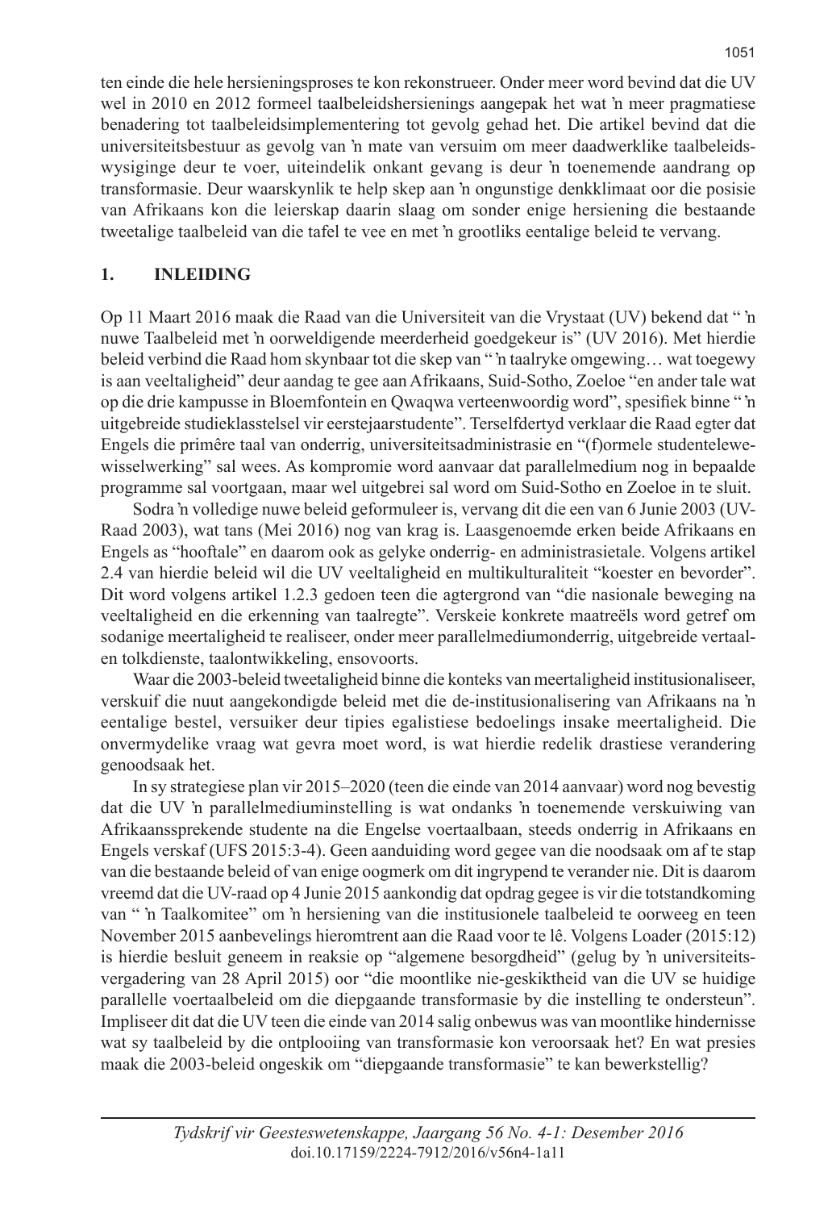ten einde die hele hersieningsproses te kon rekonstrueer. Onder meer word bevind dat die UV wel in 2010 en 2012 formeel taalbeleidshersienings aangepak het wat ŉ meer pragmatiese benadering tot taalbeleidsimplementering tot gevolg gehad het. Die artikel bevind dat die universiteitsbestuur as gevolg van ŉ mate van versuim om meer daadwerklike taalbeleidswysiginge deur te voer, uiteindelik onkant gevang is deur ŉ toenemende aandrang op transformasie. Deur waarskynlik te help skep aan ŉ ongunstige denkklimaat oor die posisie van Afrikaans kon die leierskap daarin slaag om sonder enige hersiening die bestaande tweetalige taalbeleid van die tafel te vee en met ŉ grootliks eentalige beleid te vervang.

## 1. INLEIDING

Op 11 Maart 2016 maak die Raad van die Universiteit van die Vrystaat (UV) bekend dat " ŉ nuwe Taalbeleid met ŉ oorweldigende meerderheid goedgekeur is" (UV 2016). Met hierdie beleid verbind die Raad hom skynbaar tot die skep van " ŉ taalryke omgewing… wat toegewy is aan veeltaligheid" deur aandag te gee aan Afrikaans, Suid-Sotho, Zoeloe "en ander tale wat op die drie kampusse in Bloemfontein en Qwaqwa verteenwoordig word", spesifiek binne " ŉ uitgebreide studieklasstelsel vir eerstejaarstudente". Terselfdertyd verklaar die Raad egter dat Engels die primêre taal van onderrig, universiteitsadministrasie en "(f)ormele studentelewewisselwerking" sal wees. As kompromie word aanvaar dat parallelmedium nog in bepaalde programme sal voortgaan, maar wel uitgebrei sal word om Suid-Sotho en Zoeloe in te sluit.

Sodra ŉ volledige nuwe beleid geformuleer is, vervang dit die een van 6 Junie 2003 (UV-Raad 2003), wat tans (Mei 2016) nog van krag is. Laasgenoemde erken beide Afrikaans en Engels as "hooftale" en daarom ook as gelyke onderrig- en administrasietale. Volgens artikel 2.4 van hierdie beleid wil die UV veeltaligheid en multikulturaliteit "koester en bevorder". Dit word volgens artikel 1.2.3 gedoen teen die agtergrond van "die nasionale beweging na veeltaligheid en die erkenning van taalregte". Verskeie konkrete maatreëls word getref om sodanige meertaligheid te realiseer, onder meer parallelmediumonderrig, uitgebreide vertaal- en tolkdienste, taalontwikkeling, ensovoorts.

Waar die 2003-beleid tweetaligheid binne die konteks van meertaligheid institusionaliseer, verskuif die nuut aangekondigde beleid met die de-institusionalisering van Afrikaans na ŉ eentalige bestel, versuiker deur tipies egalistiese bedoelings insake meertaligheid. Die onvermydelike vraag wat gevra moet word, is wat hierdie redelik drastiese verandering genoodsaak het.

In sy strategiese plan vir 2015–2020 (teen die einde van 2014 aanvaar) word nog bevestig dat die UV ŉ parallelmediuminstelling is wat ondanks ŉ toenemende verskuiwing van Afrikaanssprekende studente na die Engelse voertaalbaan, steeds onderrig in Afrikaans en Engels verskaf (UFS 2015:3-4). Geen aanduiding word gegee van die noodsaak om af te stap van die bestaande beleid of van enige oogmerk om dit ingrypend te verander nie. Dit is daarom vreemd dat die UV-raad op 4 Junie 2015 aankondig dat opdrag gegee is vir die totstandkoming van " ŉ Taalkomitee" om ŉ hersiening van die institusionele taalbeleid te oorweeg en teen November 2015 aanbevelings hieromtrent aan die Raad voor te lê. Volgens Loader (2015:12) is hierdie besluit geneem in reaksie op "algemene besorgdheid" (gelug by ŉ universiteitsvergadering van 28 April 2015) oor "die moontlike nie-geskiktheid van die UV se huidige parallelle voertaalbeleid om die diepgaande transformasie by die instelling te ondersteun". Impliseer dit dat die UV teen die einde van 2014 salig onbewus was van moontlike hindernisse wat sy taalbeleid by die ontplooiing van transformasie kon veroorsaak het? En wat presies maak die 2003-beleid ongeskik om "diepgaande transformasie" te kan bewerkstellig?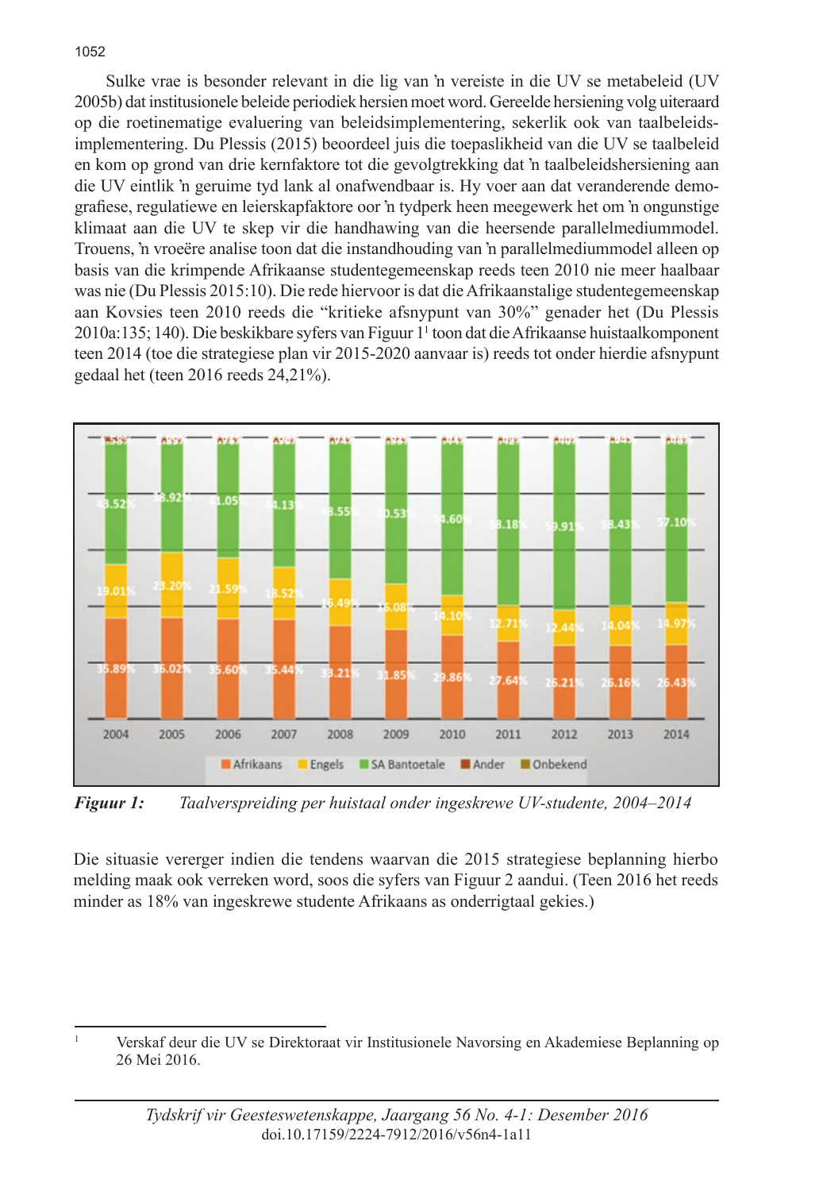Sulke vrae is besonder relevant in die lig van ŉ vereiste in die UV se metabeleid (UV 2005b) dat institusionele beleide periodiek hersien moet word. Gereelde hersiening volg uiteraard op die roetinematige evaluering van beleidsimplementering, sekerlik ook van taalbeleidsimplementering. Du Plessis (2015) beoordeel juis die toepaslikheid van die UV se taalbeleid en kom op grond van drie kernfaktore tot die gevolgtrekking dat ŉ taalbeleidshersiening aan die UV eintlik ŉ geruime tyd lank al onafwendbaar is. Hy voer aan dat veranderende demografiese, regulatiewe en leierskapfaktore oor ŉ tydperk heen meegewerk het om ŉ ongunstige klimaat aan die UV te skep vir die handhawing van die heersende parallelmediummodel. Trouens, ŉ vroeëre analise toon dat die instandhouding van ŉ parallelmediummodel alleen op basis van die krimpende Afrikaanse studentegemeenskap reeds teen 2010 nie meer haalbaar was nie (Du Plessis 2015:10). Die rede hiervoor is dat die Afrikaanstalige studentegemeenskap aan Kovsies teen 2010 reeds die "kritieke afsnypunt van 30%" genader het (Du Plessis 2010a:135; 140). Die beskikbare syfers van Figuur 1[1] toon dat die Afrikaanse huistaalkomponent teen 2014 (toe die strategiese plan vir 2015-2020 aanvaar is) reeds tot onder hierdie afsnypunt gedaal het (teen 2016 reeds 24,21%).

| Jaar | Afrikaans | Engels | SA Bantoetale |
|---|---|---|---|
| 2004 | 35.89% | 19.01% | 43.52% |
| 2005 | 36.02% | 23.20% | 38.92% |
| 2006 | 35.60% | 21.59% | 41.05% |
| 2007 | 35.44% | 18.52% | 44.13% |
| 2008 | 33.21% | 16.49% | 48.55% |
| 2009 | 31.85% | 16.08% | 50.53% |
| 2010 | 29.86% | 14.10% | 54.60% |
| 2011 | 27.64% | 12.71% | 58.18% |
| 2012 | 26.21% | 12.44% | 59.91% |
| 2013 | 26.16% | 14.04% | 58.43% |
| 2014 | 26.43% | 14.97% | 57.10% |

*Legende: Afrikaans, Engels, SA Bantoetale, Ander, Onbekend*

***Figuur 1:*** *Taalverspreiding per huistaal onder ingeskrewe UV-studente, 2004–2014*

Die situasie vererger indien die tendens waarvan die 2015 strategiese beplanning hierbo melding maak ook verreken word, soos die syfers van Figuur 2 aandui. (Teen 2016 het reeds minder as 18% van ingeskrewe studente Afrikaans as onderrigtaal gekies.)

---

[1] Verskaf deur die UV se Direktoraat vir Institusionele Navorsing en Akademiese Beplanning op 26 Mei 2016.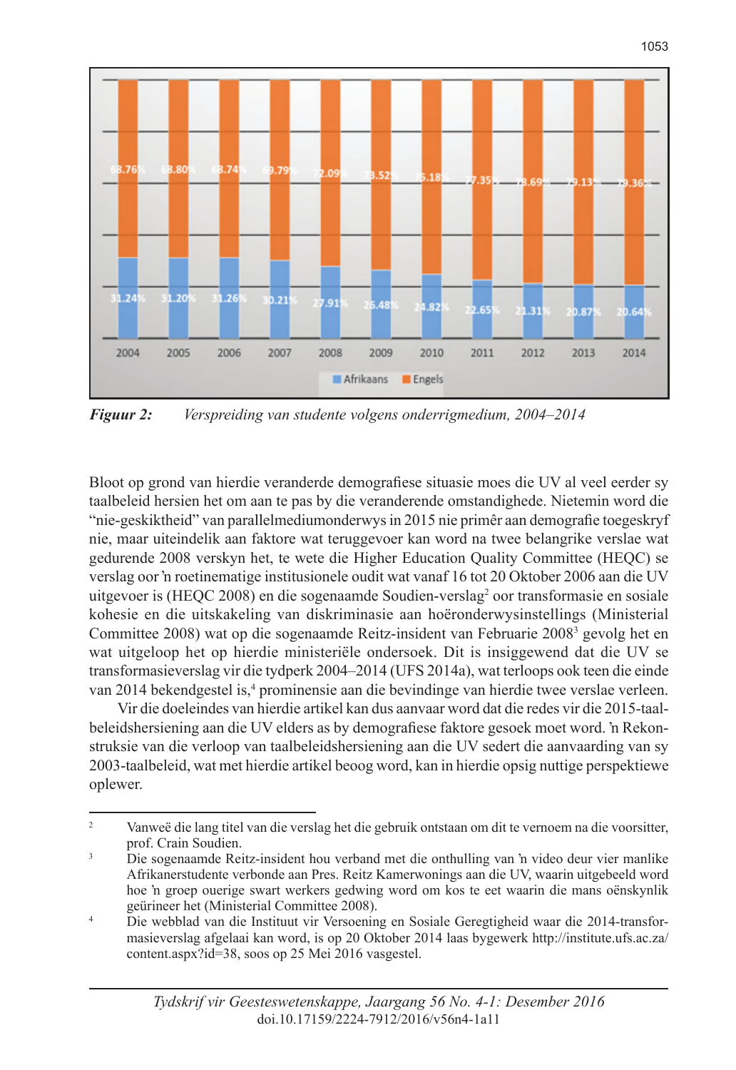| Jaar | Afrikaans | Engels |
| --- | --- | --- |
| 2004 | 31.24% | 68.76% |
| 2005 | 31.20% | 68.80% |
| 2006 | 31.26% | 68.74% |
| 2007 | 30.21% | 69.79% |
| 2008 | 27.91% | 72.09% |
| 2009 | 26.48% | 73.52% |
| 2010 | 24.82% | 75.18% |
| 2011 | 22.65% | 77.35% |
| 2012 | 21.31% | 78.69% |
| 2013 | 20.87% | 79.13% |
| 2014 | 20.64% | 79.36% |

***Figuur 2:*** *Verspreiding van studente volgens onderrigmedium, 2004–2014*

Bloot op grond van hierdie veranderde demografiese situasie moes die UV al veel eerder sy taalbeleid hersien het om aan te pas by die veranderende omstandighede. Nietemin word die "nie-geskiktheid" van parallelmediumonderwys in 2015 nie primêr aan demografie toegeskryf nie, maar uiteindelik aan faktore wat teruggevoer kan word na twee belangrike verslae wat gedurende 2008 verskyn het, te wete die Higher Education Quality Committee (HEQC) se verslag oor 'n roetinematige institusionele oudit wat vanaf 16 tot 20 Oktober 2006 aan die UV uitgevoer is (HEQC 2008) en die sogenaamde Soudien-verslag[2] oor transformasie en sosiale kohesie en die uitskakeling van diskriminasie aan hoëronderwysinstellings (Ministerial Committee 2008) wat op die sogenaamde Reitz-insident van Februarie 2008[3] gevolg het en wat uitgeloop het op hierdie ministeriële ondersoek. Dit is insiggewend dat die UV se transformasieverslag vir die tydperk 2004–2014 (UFS 2014a), wat terloops ook teen die einde van 2014 bekendgestel is,[4] prominensie aan die bevindinge van hierdie twee verslae verleen.

Vir die doeleindes van hierdie artikel kan dus aanvaar word dat die redes vir die 2015-taalbeleidshersiening aan die UV elders as by demografiese faktore gesoek moet word. 'n Rekonstruksie van die verloop van taalbeleidshersiening aan die UV sedert die aanvaarding van sy 2003-taalbeleid, wat met hierdie artikel beoog word, kan in hierdie opsig nuttige perspektiewe oplewer.

---

[2] Vanweë die lang titel van die verslag het die gebruik ontstaan om dit te vernoem na die voorsitter, prof. Crain Soudien.

[3] Die sogenaamde Reitz-insident hou verband met die onthulling van 'n video deur vier manlike Afrikanerstudente verbonde aan Pres. Reitz Kamerwonings aan die UV, waarin uitgebeeld word hoe 'n groep ouerige swart werkers gedwing word om kos te eet waarin die mans oënskynlik geürineer het (Ministerial Committee 2008).

[4] Die webblad van die Instituut vir Versoening en Sosiale Geregtigheid waar die 2014-transformasieverslag afgelaai kan word, is op 20 Oktober 2014 laas bygewerk http://institute.ufs.ac.za/content.aspx?id=38, soos op 25 Mei 2016 vasgestel.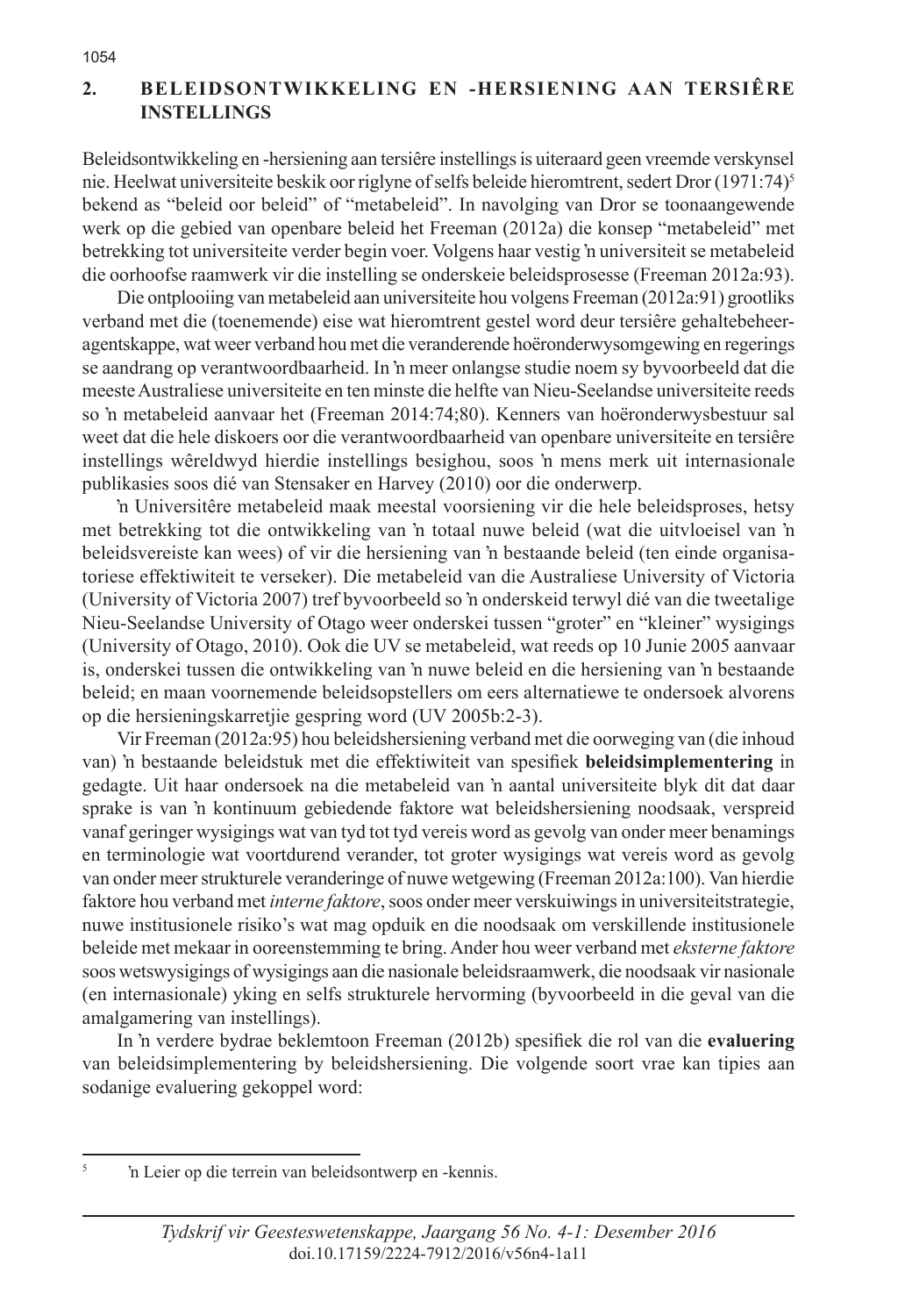## 2. BELEIDSONTWIKKELING EN -HERSIENING AAN TERSIÊRE INSTELLINGS

Beleidsontwikkeling en -hersiening aan tersiêre instellings is uiteraard geen vreemde verskynsel nie. Heelwat universiteite beskik oor riglyne of selfs beleide hieromtrent, sedert Dror (1971:74)[5] bekend as "beleid oor beleid" of "metabeleid". In navolging van Dror se toonaangewende werk op die gebied van openbare beleid het Freeman (2012a) die konsep "metabeleid" met betrekking tot universiteite verder begin voer. Volgens haar vestig 'n universiteit se metabeleid die oorhoofse raamwerk vir die instelling se onderskeie beleidsprosesse (Freeman 2012a:93).

Die ontplooiing van metabeleid aan universiteite hou volgens Freeman (2012a:91) grootliks verband met die (toenemende) eise wat hieromtrent gestel word deur tersiêre gehaltebeheer-agentskappe, wat weer verband hou met die veranderende hoëronderwysomgewing en regerings se aandrang op verantwoordbaarheid. In 'n meer onlangse studie noem sy byvoorbeeld dat die meeste Australiese universiteite en ten minste die helfte van Nieu-Seelandse universiteite reeds so 'n metabeleid aanvaar het (Freeman 2014:74;80). Kenners van hoëronderwysbestuur sal weet dat die hele diskoers oor die verantwoordbaarheid van openbare universiteite en tersiêre instellings wêreldwyd hierdie instellings besighou, soos 'n mens merk uit internasionale publikasies soos dié van Stensaker en Harvey (2010) oor die onderwerp.

'n Universitêre metabeleid maak meestal voorsiening vir die hele beleidsproses, hetsy met betrekking tot die ontwikkeling van 'n totaal nuwe beleid (wat die uitvloeisel van 'n beleidsvereiste kan wees) of vir die hersiening van 'n bestaande beleid (ten einde organisatoriese effektiwiteit te verseker). Die metabeleid van die Australiese University of Victoria (University of Victoria 2007) tref byvoorbeeld so 'n onderskeid terwyl dié van die tweetalige Nieu-Seelandse University of Otago weer onderskei tussen "groter" en "kleiner" wysigings (University of Otago, 2010). Ook die UV se metabeleid, wat reeds op 10 Junie 2005 aanvaar is, onderskei tussen die ontwikkeling van 'n nuwe beleid en die hersiening van 'n bestaande beleid; en maan voornemende beleidsopstellers om eers alternatiewe te ondersoek alvorens op die hersieningskarretjie gespring word (UV 2005b:2-3).

Vir Freeman (2012a:95) hou beleidshersiening verband met die oorweging van (die inhoud van) 'n bestaande beleidstuk met die effektiwiteit van spesifiek **beleidsimplementering** in gedagte. Uit haar ondersoek na die metabeleid van 'n aantal universiteite blyk dit dat daar sprake is van 'n kontinuum gebiedende faktore wat beleidshersiening noodsaak, verspreid vanaf geringer wysigings wat van tyd tot tyd vereis word as gevolg van onder meer benamings en terminologie wat voortdurend verander, tot groter wysigings wat vereis word as gevolg van onder meer strukturele veranderinge of nuwe wetgewing (Freeman 2012a:100). Van hierdie faktore hou verband met *interne faktore*, soos onder meer verskuiwings in universiteitstrategie, nuwe institusionele risiko's wat mag opduik en die noodsaak om verskillende institusionele beleide met mekaar in ooreenstemming te bring. Ander hou weer verband met *eksterne faktore* soos wetswysigings of wysigings aan die nasionale beleidsraamwerk, die noodsaak vir nasionale (en internasionale) yking en selfs strukturele hervorming (byvoorbeeld in die geval van die amalgamering van instellings).

In 'n verdere bydrae beklemtoon Freeman (2012b) spesifiek die rol van die **evaluering** van beleidsimplementering by beleidshersiening. Die volgende soort vrae kan tipies aan sodanige evaluering gekoppel word:

[5] 'n Leier op die terrein van beleidsontwerp en -kennis.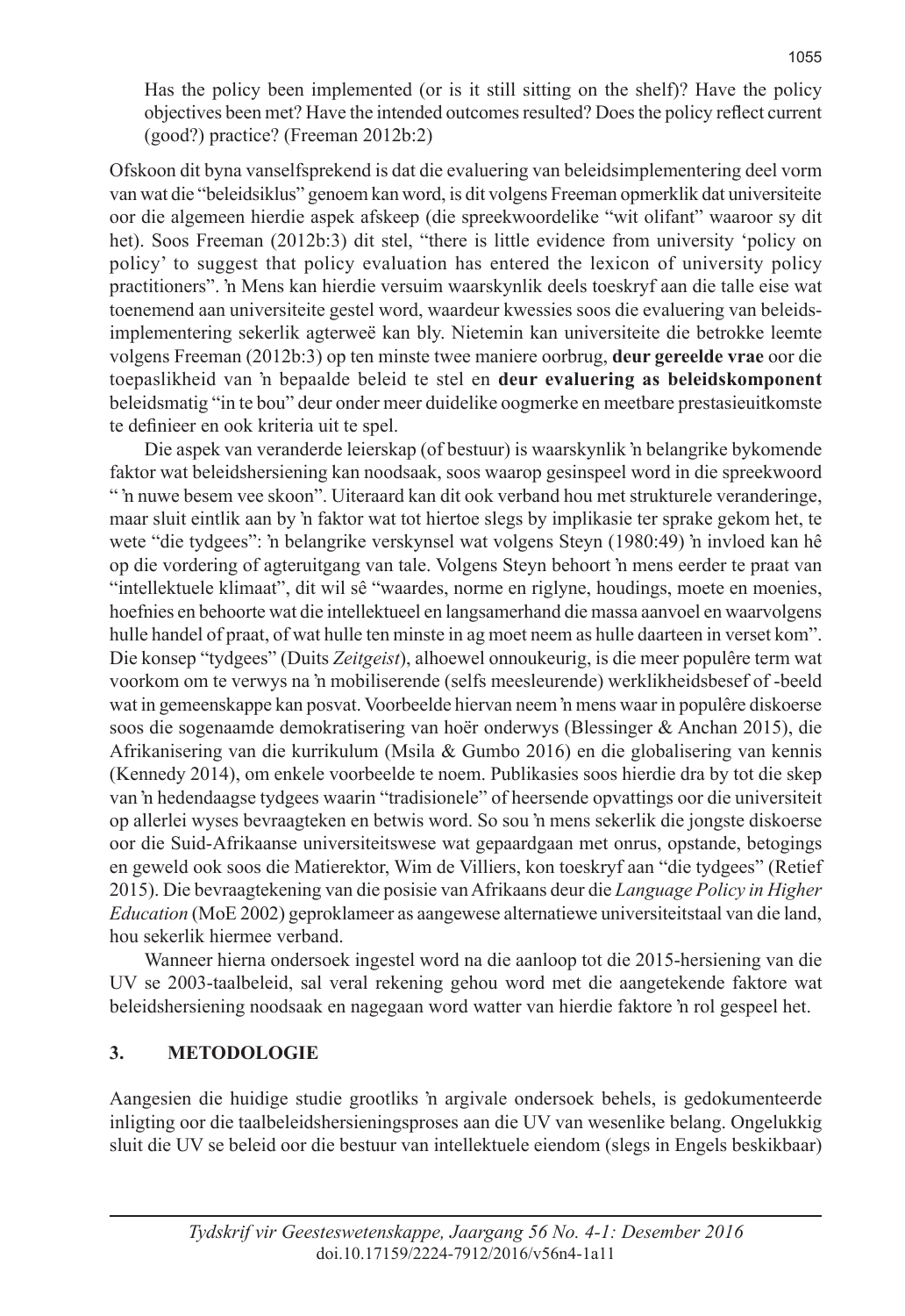> Has the policy been implemented (or is it still sitting on the shelf)? Have the policy objectives been met? Have the intended outcomes resulted? Does the policy reflect current (good?) practice? (Freeman 2012b:2)

Ofskoon dit byna vanselfsprekend is dat die evaluering van beleidsimplementering deel vorm van wat die "beleidsiklus" genoem kan word, is dit volgens Freeman opmerklik dat universiteite oor die algemeen hierdie aspek afskeep (die spreekwoordelike "wit olifant" waaroor sy dit het). Soos Freeman (2012b:3) dit stel, "there is little evidence from university 'policy on policy' to suggest that policy evaluation has entered the lexicon of university policy practitioners". 'n Mens kan hierdie versuim waarskynlik deels toeskryf aan die talle eise wat toenemend aan universiteite gestel word, waardeur kwessies soos die evaluering van beleidsimplementering sekerlik agterweë kan bly. Nietemin kan universiteite die betrokke leemte volgens Freeman (2012b:3) op ten minste twee maniere oorbrug, **deur gereelde vrae** oor die toepaslikheid van 'n bepaalde beleid te stel en **deur evaluering as beleidskomponent** beleidsmatig "in te bou" deur onder meer duidelike oogmerke en meetbare prestasieuitkomste te definieer en ook kriteria uit te spel.

Die aspek van veranderde leierskap (of bestuur) is waarskynlik 'n belangrike bykomende faktor wat beleidshersiening kan noodsaak, soos waarop gesinspeel word in die spreekwoord " 'n nuwe besem vee skoon". Uiteraard kan dit ook verband hou met strukturele veranderinge, maar sluit eintlik aan by 'n faktor wat tot hiertoe slegs by implikasie ter sprake gekom het, te wete "die tydgees": 'n belangrike verskynsel wat volgens Steyn (1980:49) 'n invloed kan hê op die vordering of agteruitgang van tale. Volgens Steyn behoort 'n mens eerder te praat van "intellektuele klimaat", dit wil sê "waardes, norme en riglyne, houdings, moete en moenies, hoefnies en behoorte wat die intellektueel en langsamerhand die massa aanvoel en waarvolgens hulle handel of praat, of wat hulle ten minste in ag moet neem as hulle daarteen in verset kom". Die konsep "tydgees" (Duits *Zeitgeist*), alhoewel onnoukeurig, is die meer populêre term wat voorkom om te verwys na 'n mobiliserende (selfs meesleurende) werklikheidsbesef of -beeld wat in gemeenskappe kan posvat. Voorbeelde hiervan neem 'n mens waar in populêre diskoerse soos die sogenaamde demokratisering van hoër onderwys (Blessinger & Anchan 2015), die Afrikanisering van die kurrikulum (Msila & Gumbo 2016) en die globalisering van kennis (Kennedy 2014), om enkele voorbeelde te noem. Publikasies soos hierdie dra by tot die skep van 'n hedendaagse tydgees waarin "tradisionele" of heersende opvattings oor die universiteit op allerlei wyses bevraagteken en betwis word. So sou 'n mens sekerlik die jongste diskoerse oor die Suid-Afrikaanse universiteitswese wat gepaardgaan met onrus, opstande, betogings en geweld ook soos die Matierektor, Wim de Villiers, kon toeskryf aan "die tydgees" (Retief 2015). Die bevraagtekening van die posisie van Afrikaans deur die *Language Policy in Higher Education* (MoE 2002) geproklameer as aangewese alternatiewe universiteitstaal van die land, hou sekerlik hiermee verband.

Wanneer hierna ondersoek ingestel word na die aanloop tot die 2015-hersiening van die UV se 2003-taalbeleid, sal veral rekening gehou word met die aangetekende faktore wat beleidshersiening noodsaak en nagegaan word watter van hierdie faktore 'n rol gespeel het.

## 3. METODOLOGIE

Aangesien die huidige studie grootliks 'n argivale ondersoek behels, is gedokumenteerde inligting oor die taalbeleidshersieningsproses aan die UV van wesenlike belang. Ongelukkig sluit die UV se beleid oor die bestuur van intellektuele eiendom (slegs in Engels beskikbaar)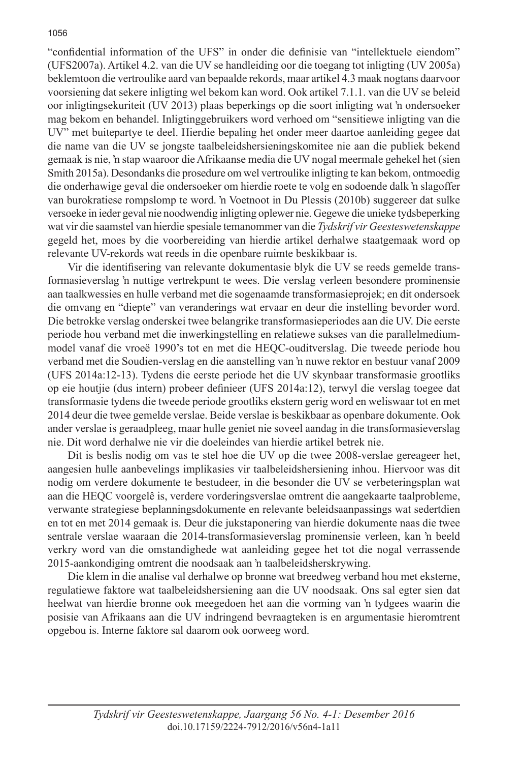"confidential information of the UFS" in onder die definisie van "intellektuele eiendom" (UFS2007a). Artikel 4.2. van die UV se handleiding oor die toegang tot inligting (UV 2005a) beklemtoon die vertroulike aard van bepaalde rekords, maar artikel 4.3 maak nogtans daarvoor voorsiening dat sekere inligting wel bekom kan word. Ook artikel 7.1.1. van die UV se beleid oor inligtingsekuriteit (UV 2013) plaas beperkings op die soort inligting wat 'n ondersoeker mag bekom en behandel. Inligtinggebruikers word verhoed om "sensitiewe inligting van die UV" met buitepartye te deel. Hierdie bepaling het onder meer daartoe aanleiding gegee dat die name van die UV se jongste taalbeleidshersieningskomitee nie aan die publiek bekend gemaak is nie, 'n stap waaroor die Afrikaanse media die UV nogal meermale gehekel het (sien Smith 2015a). Desondanks die prosedure om wel vertroulike inligting te kan bekom, ontmoedig die onderhawige geval die ondersoeker om hierdie roete te volg en sodoende dalk 'n slagoffer van burokratiese rompslomp te word. 'n Voetnoot in Du Plessis (2010b) suggereer dat sulke versoeke in ieder geval nie noodwendig inligting oplewer nie. Gegewe die unieke tydsbeperking wat vir die saamstel van hierdie spesiale temanommer van die *Tydskrif vir Geesteswetenskappe* gegeld het, moes by die voorbereiding van hierdie artikel derhalwe staatgemaak word op relevante UV-rekords wat reeds in die openbare ruimte beskikbaar is.

Vir die identifisering van relevante dokumentasie blyk die UV se reeds gemelde transformasieverslag 'n nuttige vertrekpunt te wees. Die verslag verleen besondere prominensie aan taalkwessies en hulle verband met die sogenaamde transformasieprojek; en dit ondersoek die omvang en "diepte" van veranderings wat ervaar en deur die instelling bevorder word. Die betrokke verslag onderskei twee belangrike transformasieperiodes aan die UV. Die eerste periode hou verband met die inwerkingstelling en relatiewe sukses van die parallelmedium-model vanaf die vroeë 1990's tot en met die HEQC-ouditverslag. Die tweede periode hou verband met die Soudien-verslag en die aanstelling van 'n nuwe rektor en bestuur vanaf 2009 (UFS 2014a:12-13). Tydens die eerste periode het die UV skynbaar transformasie grootliks op eie houtjie (dus intern) probeer definieer (UFS 2014a:12), terwyl die verslag toegee dat transformasie tydens die tweede periode grootliks ekstern gerig word en weliswaar tot en met 2014 deur die twee gemelde verslae. Beide verslae is beskikbaar as openbare dokumente. Ook ander verslae is geraadpleeg, maar hulle geniet nie soveel aandag in die transformasieverslag nie. Dit word derhalwe nie vir die doeleindes van hierdie artikel betrek nie.

Dit is beslis nodig om vas te stel hoe die UV op die twee 2008-verslae gereageer het, aangesien hulle aanbevelings implikasies vir taalbeleidshersiening inhou. Hiervoor was dit nodig om verdere dokumente te bestudeer, in die besonder die UV se verbeteringsplan wat aan die HEQC voorgelê is, verdere vorderingsverslae omtrent die aangekaarte taalprobleme, verwante strategiese beplanningsdokumente en relevante beleidsaanpassings wat sedertdien en tot en met 2014 gemaak is. Deur die jukstaponering van hierdie dokumente naas die twee sentrale verslae waaraan die 2014-transformasieverslag prominensie verleen, kan 'n beeld verkry word van die omstandighede wat aanleiding gegee het tot die nogal verrassende 2015-aankondiging omtrent die noodsaak aan 'n taalbeleidsherskrywing.

Die klem in die analise val derhalwe op bronne wat breedweg verband hou met eksterne, regulatiewe faktore wat taalbeleidshersiening aan die UV noodsaak. Ons sal egter sien dat heelwat van hierdie bronne ook meegedoen het aan die vorming van 'n tydgees waarin die posisie van Afrikaans aan die UV indringend bevraagteken is en argumentasie hieromtrent opgebou is. Interne faktore sal daarom ook oorweeg word.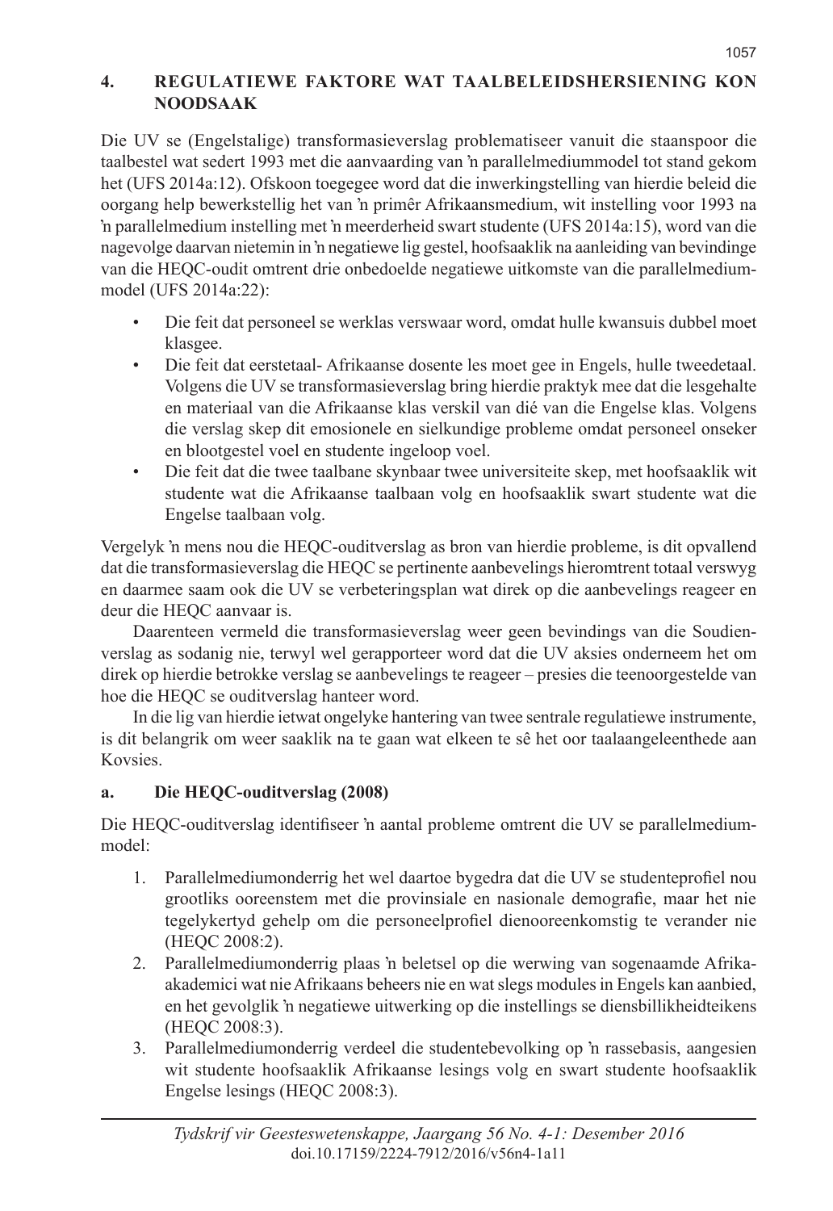## 4. REGULATIEWE FAKTORE WAT TAALBELEIDSHERSIENING KON NOODSAAK

Die UV se (Engelstalige) transformasieverslag problematiseer vanuit die staanspoor die taalbestel wat sedert 1993 met die aanvaarding van 'n parallelmediummodel tot stand gekom het (UFS 2014a:12). Ofskoon toegegee word dat die inwerkingstelling van hierdie beleid die oorgang help bewerkstellig het van 'n primêr Afrikaansmedium, wit instelling voor 1993 na 'n parallelmedium instelling met 'n meerderheid swart studente (UFS 2014a:15), word van die nagevolge daarvan nietemin in 'n negatiewe lig gestel, hoofsaaklik na aanleiding van bevindinge van die HEQC-oudit omtrent drie onbedoelde negatiewe uitkomste van die parallelmediummodel (UFS 2014a:22):

- Die feit dat personeel se werklas verswaar word, omdat hulle kwansuis dubbel moet klasgee.
- Die feit dat eerstetaal- Afrikaanse dosente les moet gee in Engels, hulle tweedetaal. Volgens die UV se transformasieverslag bring hierdie praktyk mee dat die lesgehalte en materiaal van die Afrikaanse klas verskil van dié van die Engelse klas. Volgens die verslag skep dit emosionele en sielkundige probleme omdat personeel onseker en blootgestel voel en studente ingeloop voel.
- Die feit dat die twee taalbane skynbaar twee universiteite skep, met hoofsaaklik wit studente wat die Afrikaanse taalbaan volg en hoofsaaklik swart studente wat die Engelse taalbaan volg.

Vergelyk 'n mens nou die HEQC-ouditverslag as bron van hierdie probleme, is dit opvallend dat die transformasieverslag die HEQC se pertinente aanbevelings hieromtrent totaal verswyg en daarmee saam ook die UV se verbeteringsplan wat direk op die aanbevelings reageer en deur die HEQC aanvaar is.

Daarenteen vermeld die transformasieverslag weer geen bevindings van die Soudienverslag as sodanig nie, terwyl wel gerapporteer word dat die UV aksies onderneem het om direk op hierdie betrokke verslag se aanbevelings te reageer – presies die teenoorgestelde van hoe die HEQC se ouditverslag hanteer word.

In die lig van hierdie ietwat ongelyke hantering van twee sentrale regulatiewe instrumente, is dit belangrik om weer saaklik na te gaan wat elkeen te sê het oor taalaangeleenthede aan Kovsies.

### a. Die HEQC-ouditverslag (2008)

Die HEQC-ouditverslag identifiseer 'n aantal probleme omtrent die UV se parallelmediummodel:

1. Parallelmediumonderrig het wel daartoe bygedra dat die UV se studenteprofiel nou grootliks ooreenstem met die provinsiale en nasionale demografie, maar het nie tegelykertyd gehelp om die personeelprofiel dienooreenkomstig te verander nie (HEQC 2008:2).
2. Parallelmediumonderrig plaas 'n beletsel op die werwing van sogenaamde Afrika-akademici wat nie Afrikaans beheers nie en wat slegs modules in Engels kan aanbied, en het gevolglik 'n negatiewe uitwerking op die instellings se diensbillikheidteikens (HEQC 2008:3).
3. Parallelmediumonderrig verdeel die studentebevolking op 'n rassebasis, aangesien wit studente hoofsaaklik Afrikaanse lesings volg en swart studente hoofsaaklik Engelse lesings (HEQC 2008:3).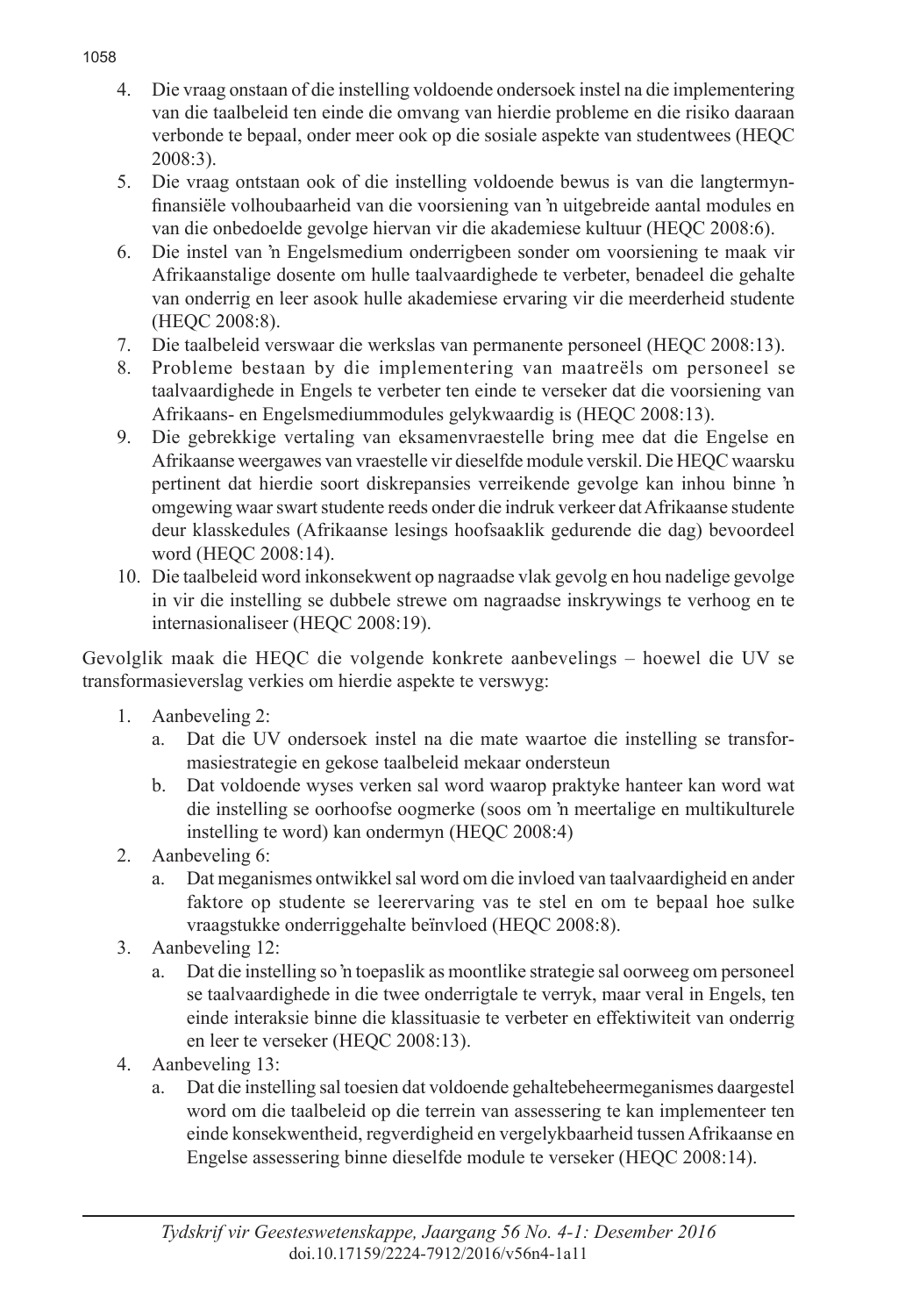4. Die vraag onstaan of die instelling voldoende ondersoek instel na die implementering van die taalbeleid ten einde die omvang van hierdie probleme en die risiko daaraan verbonde te bepaal, onder meer ook op die sosiale aspekte van studentwees (HEQC 2008:3).
5. Die vraag ontstaan ook of die instelling voldoende bewus is van die langtermyn-finansiële volhoubaarheid van die voorsiening van 'n uitgebreide aantal modules en van die onbedoelde gevolge hiervan vir die akademiese kultuur (HEQC 2008:6).
6. Die instel van 'n Engelsmedium onderrigbeen sonder om voorsiening te maak vir Afrikaanstalige dosente om hulle taalvaardighede te verbeter, benadeel die gehalte van onderrig en leer asook hulle akademiese ervaring vir die meerderheid studente (HEQC 2008:8).
7. Die taalbeleid verswaar die werkslas van permanente personeel (HEQC 2008:13).
8. Probleme bestaan by die implementering van maatreëls om personeel se taalvaardighede in Engels te verbeter ten einde te verseker dat die voorsiening van Afrikaans- en Engelsmediummodules gelykwaardig is (HEQC 2008:13).
9. Die gebrekkige vertaling van eksamenvraestelle bring mee dat die Engelse en Afrikaanse weergawes van vraestelle vir dieselfde module verskil. Die HEQC waarsku pertinent dat hierdie soort diskrepansies verreikende gevolge kan inhou binne 'n omgewing waar swart studente reeds onder die indruk verkeer dat Afrikaanse studente deur klasskedules (Afrikaanse lesings hoofsaaklik gedurende die dag) bevoordeel word (HEQC 2008:14).
10. Die taalbeleid word inkonsekwent op nagraadse vlak gevolg en hou nadelige gevolge in vir die instelling se dubbele strewe om nagraadse inskrywings te verhoog en te internasionaliseer (HEQC 2008:19).

Gevolglik maak die HEQC die volgende konkrete aanbevelings – hoewel die UV se transformasieverslag verkies om hierdie aspekte te verswyg:

1. Aanbeveling 2:
   a. Dat die UV ondersoek instel na die mate waartoe die instelling se transformasiestrategie en gekose taalbeleid mekaar ondersteun
   b. Dat voldoende wyses verken sal word waarop praktyke hanteer kan word wat die instelling se oorhoofse oogmerke (soos om 'n meertalige en multikulturele instelling te word) kan ondermyn (HEQC 2008:4)
2. Aanbeveling 6:
   a. Dat meganismes ontwikkel sal word om die invloed van taalvaardigheid en ander faktore op studente se leerervaring vas te stel en om te bepaal hoe sulke vraagstukke onderriggehalte beïnvloed (HEQC 2008:8).
3. Aanbeveling 12:
   a. Dat die instelling so 'n toepaslik as moontlike strategie sal oorweeg om personeel se taalvaardighede in die twee onderrigtale te verryk, maar veral in Engels, ten einde interaksie binne die klassituasie te verbeter en effektiwiteit van onderrig en leer te verseker (HEQC 2008:13).
4. Aanbeveling 13:
   a. Dat die instelling sal toesien dat voldoende gehaltebeheermeganismes daargestel word om die taalbeleid op die terrein van assessering te kan implementeer ten einde konsekwentheid, regverdigheid en vergelykbaarheid tussen Afrikaanse en Engelse assessering binne dieselfde module te verseker (HEQC 2008:14).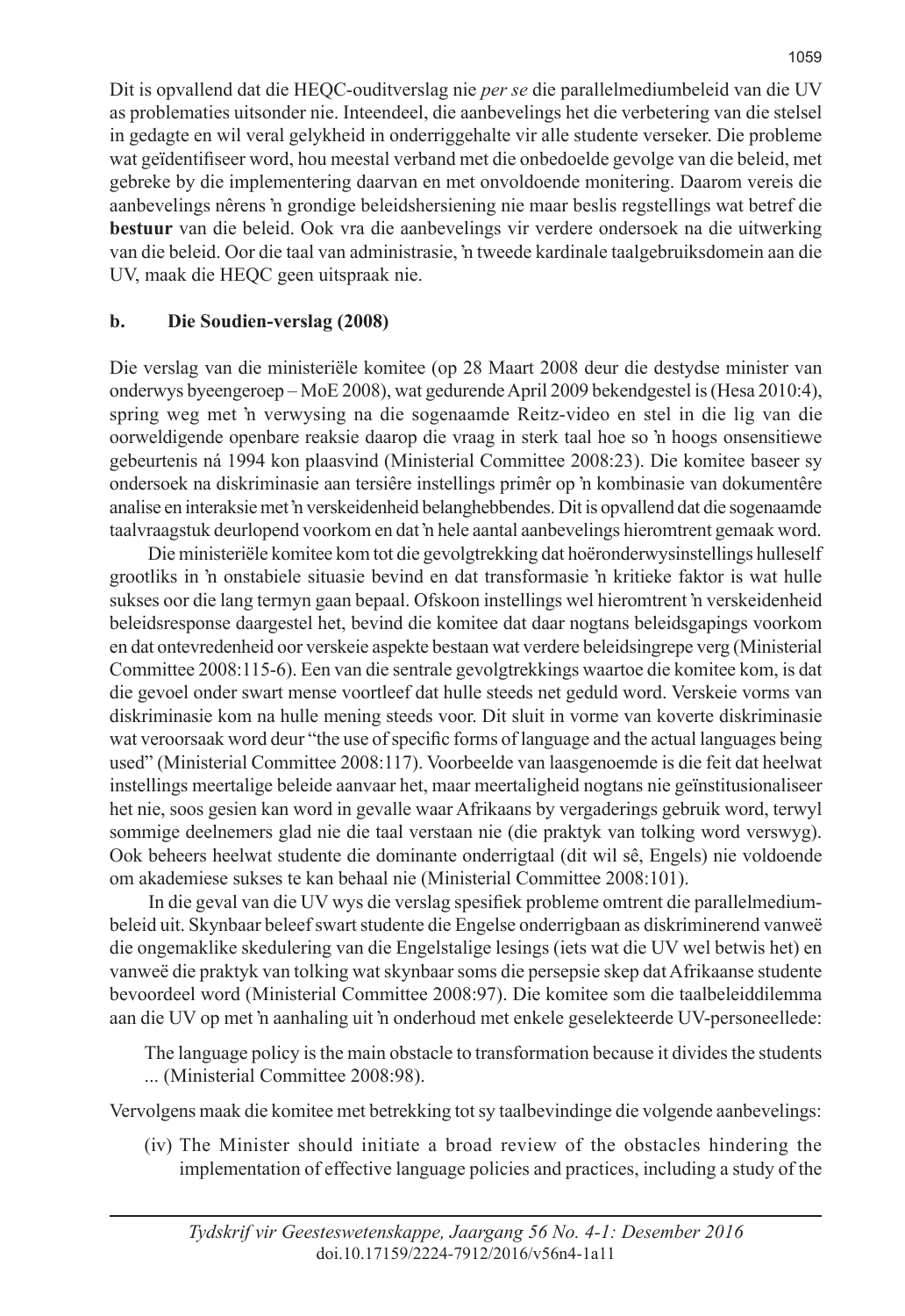Dit is opvallend dat die HEQC-ouditverslag nie *per se* die parallelmediumbeleid van die UV as problematies uitsonder nie. Inteendeel, die aanbevelings het die verbetering van die stelsel in gedagte en wil veral gelykheid in onderriggehalte vir alle studente verseker. Die probleme wat geïdentifiseer word, hou meestal verband met die onbedoelde gevolge van die beleid, met gebreke by die implementering daarvan en met onvoldoende monitering. Daarom vereis die aanbevelings nêrens 'n grondige beleidshersiening nie maar beslis regstellings wat betref die **bestuur** van die beleid. Ook vra die aanbevelings vir verdere ondersoek na die uitwerking van die beleid. Oor die taal van administrasie, 'n tweede kardinale taalgebruiksdomein aan die UV, maak die HEQC geen uitspraak nie.

### b. Die Soudien-verslag (2008)

Die verslag van die ministeriële komitee (op 28 Maart 2008 deur die destydse minister van onderwys byeengeroep – MoE 2008), wat gedurende April 2009 bekendgestel is (Hesa 2010:4), spring weg met 'n verwysing na die sogenaamde Reitz-video en stel in die lig van die oorweldigende openbare reaksie daarop die vraag in sterk taal hoe so 'n hoogs onsensitiewe gebeurtenis ná 1994 kon plaasvind (Ministerial Committee 2008:23). Die komitee baseer sy ondersoek na diskriminasie aan tersiêre instellings primêr op 'n kombinasie van dokumentêre analise en interaksie met 'n verskeidenheid belanghebbendes. Dit is opvallend dat die sogenaamde taalvraagstuk deurlopend voorkom en dat 'n hele aantal aanbevelings hieromtrent gemaak word.

Die ministeriële komitee kom tot die gevolgtrekking dat hoëronderwysinstellings hulleself grootliks in 'n onstabiele situasie bevind en dat transformasie 'n kritieke faktor is wat hulle sukses oor die lang termyn gaan bepaal. Ofskoon instellings wel hieromtrent 'n verskeidenheid beleidsresponse daargestel het, bevind die komitee dat daar nogtans beleidsgapings voorkom en dat ontevredenheid oor verskeie aspekte bestaan wat verdere beleidsingrepe verg (Ministerial Committee 2008:115-6). Een van die sentrale gevolgtrekkings waartoe die komitee kom, is dat die gevoel onder swart mense voortleef dat hulle steeds net geduld word. Verskeie vorms van diskriminasie kom na hulle mening steeds voor. Dit sluit in vorme van koverte diskriminasie wat veroorsaak word deur "the use of specific forms of language and the actual languages being used" (Ministerial Committee 2008:117). Voorbeelde van laasgenoemde is die feit dat heelwat instellings meertalige beleide aanvaar het, maar meertaligheid nogtans nie geïnstitusionaliseer het nie, soos gesien kan word in gevalle waar Afrikaans by vergaderings gebruik word, terwyl sommige deelnemers glad nie die taal verstaan nie (die praktyk van tolking word verswyg). Ook beheers heelwat studente die dominante onderrigtaal (dit wil sê, Engels) nie voldoende om akademiese sukses te kan behaal nie (Ministerial Committee 2008:101).

In die geval van die UV wys die verslag spesifiek probleme omtrent die parallelmediumbeleid uit. Skynbaar beleef swart studente die Engelse onderrigbaan as diskriminerend vanweë die ongemaklike skedulering van die Engelstalige lesings (iets wat die UV wel betwis het) en vanweë die praktyk van tolking wat skynbaar soms die persepsie skep dat Afrikaanse studente bevoordeel word (Ministerial Committee 2008:97). Die komitee som die taalbeleiddilemma aan die UV op met 'n aanhaling uit 'n onderhoud met enkele geselekteerde UV-personeellede:

> The language policy is the main obstacle to transformation because it divides the students ... (Ministerial Committee 2008:98).

Vervolgens maak die komitee met betrekking tot sy taalbevindinge die volgende aanbevelings:

(iv) The Minister should initiate a broad review of the obstacles hindering the implementation of effective language policies and practices, including a study of the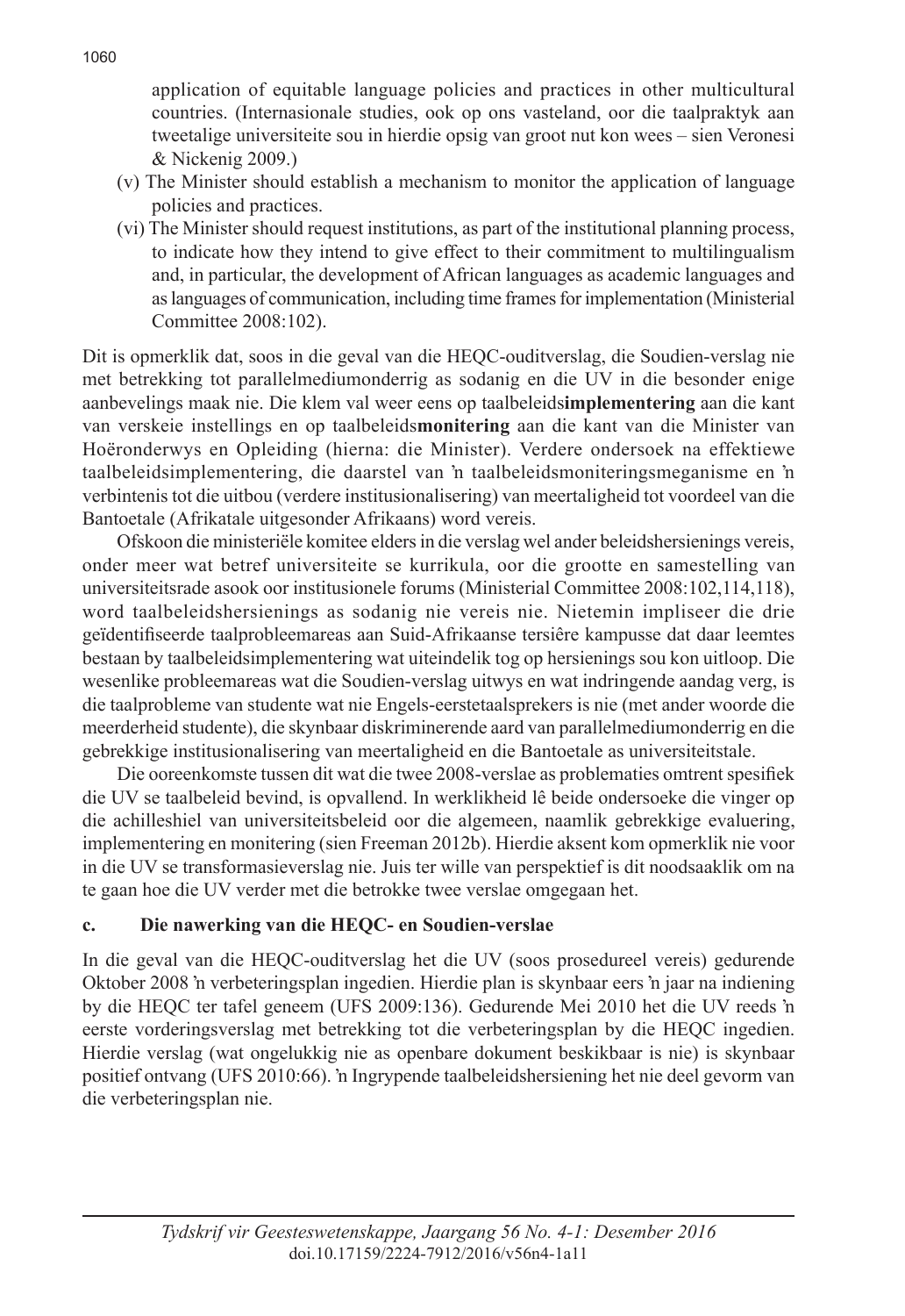application of equitable language policies and practices in other multicultural countries. (Internasionale studies, ook op ons vasteland, oor die taalpraktyk aan tweetalige universiteite sou in hierdie opsig van groot nut kon wees – sien Veronesi & Nickenig 2009.)

(v) The Minister should establish a mechanism to monitor the application of language policies and practices.

(vi) The Minister should request institutions, as part of the institutional planning process, to indicate how they intend to give effect to their commitment to multilingualism and, in particular, the development of African languages as academic languages and as languages of communication, including time frames for implementation (Ministerial Committee 2008:102).

Dit is opmerklik dat, soos in die geval van die HEQC-ouditverslag, die Soudien-verslag nie met betrekking tot parallelmediumonderrig as sodanig en die UV in die besonder enige aanbevelings maak nie. Die klem val weer eens op taalbeleids**implementering** aan die kant van verskeie instellings en op taalbeleids**monitering** aan die kant van die Minister van Hoëronderwys en Opleiding (hierna: die Minister). Verdere ondersoek na effektiewe taalbeleidsimplementering, die daarstel van 'n taalbeleidsmoniteringsmeganisme en 'n verbintenis tot die uitbou (verdere institusionalisering) van meertaligheid tot voordeel van die Bantoetale (Afrikatale uitgesonder Afrikaans) word vereis.

Ofskoon die ministeriële komitee elders in die verslag wel ander beleidshersienings vereis, onder meer wat betref universiteite se kurrikula, oor die grootte en samestelling van universiteitsrade asook oor institusionele forums (Ministerial Committee 2008:102,114,118), word taalbeleidshersienings as sodanig nie vereis nie. Nietemin impliseer die drie geïdentifiseerde taalprobleemareas aan Suid-Afrikaanse tersiêre kampusse dat daar leemtes bestaan by taalbeleidsimplementering wat uiteindelik tog op hersienings sou kon uitloop. Die wesenlike probleemareas wat die Soudien-verslag uitwys en wat indringende aandag verg, is die taalprobleme van studente wat nie Engels-eerstetaalsprekers is nie (met ander woorde die meerderheid studente), die skynbaar diskriminerende aard van parallelmediumonderrig en die gebrekkige institusionalisering van meertaligheid en die Bantoetale as universiteitstale.

Die ooreenkomste tussen dit wat die twee 2008-verslae as problematies omtrent spesifiek die UV se taalbeleid bevind, is opvallend. In werklikheid lê beide ondersoeke die vinger op die achilleshiel van universiteitsbeleid oor die algemeen, naamlik gebrekkige evaluering, implementering en monitering (sien Freeman 2012b). Hierdie aksent kom opmerklik nie voor in die UV se transformasieverslag nie. Juis ter wille van perspektief is dit noodsaaklik om na te gaan hoe die UV verder met die betrokke twee verslae omgegaan het.

### c. Die nawerking van die HEQC- en Soudien-verslae

In die geval van die HEQC-ouditverslag het die UV (soos prosedureel vereis) gedurende Oktober 2008 'n verbeteringsplan ingedien. Hierdie plan is skynbaar eers 'n jaar na indiening by die HEQC ter tafel geneem (UFS 2009:136). Gedurende Mei 2010 het die UV reeds 'n eerste vorderingsverslag met betrekking tot die verbeteringsplan by die HEQC ingedien. Hierdie verslag (wat ongelukkig nie as openbare dokument beskikbaar is nie) is skynbaar positief ontvang (UFS 2010:66). 'n Ingrypende taalbeleidshersiening het nie deel gevorm van die verbeteringsplan nie.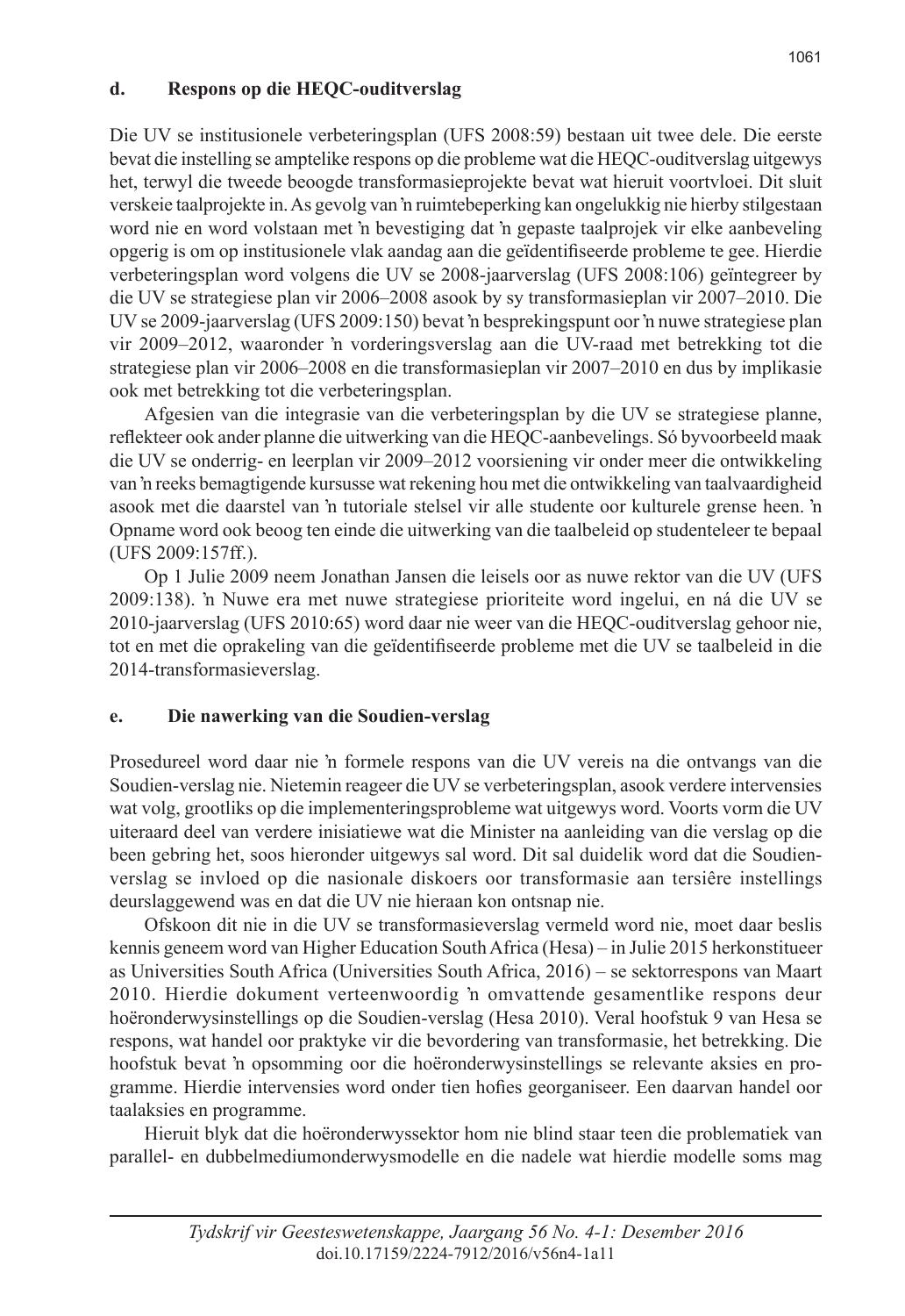**d. Respons op die HEQC-ouditverslag**

Die UV se institusionele verbeteringsplan (UFS 2008:59) bestaan uit twee dele. Die eerste bevat die instelling se amptelike respons op die probleme wat die HEQC-ouditverslag uitgewys het, terwyl die tweede beoogde transformasieprojekte bevat wat hieruit voortvloei. Dit sluit verskeie taalprojekte in. As gevolg van 'n ruimtebeperking kan ongelukkig nie hierby stilgestaan word nie en word volstaan met 'n bevestiging dat 'n gepaste taalprojek vir elke aanbeveling opgerig is om op institusionele vlak aandag aan die geïdentifiseerde probleme te gee. Hierdie verbeteringsplan word volgens die UV se 2008-jaarverslag (UFS 2008:106) geïntegreer by die UV se strategiese plan vir 2006–2008 asook by sy transformasieplan vir 2007–2010. Die UV se 2009-jaarverslag (UFS 2009:150) bevat 'n besprekingspunt oor 'n nuwe strategiese plan vir 2009–2012, waaronder 'n vorderingsverslag aan die UV-raad met betrekking tot die strategiese plan vir 2006–2008 en die transformasieplan vir 2007–2010 en dus by implikasie ook met betrekking tot die verbeteringsplan.

Afgesien van die integrasie van die verbeteringsplan by die UV se strategiese planne, reflekteer ook ander planne die uitwerking van die HEQC-aanbevelings. Só byvoorbeeld maak die UV se onderrig- en leerplan vir 2009–2012 voorsiening vir onder meer die ontwikkeling van 'n reeks bemagtigende kursusse wat rekening hou met die ontwikkeling van taalvaardigheid asook met die daarstel van 'n tutoriale stelsel vir alle studente oor kulturele grense heen. 'n Opname word ook beoog ten einde die uitwerking van die taalbeleid op studenteleer te bepaal (UFS 2009:157ff.).

Op 1 Julie 2009 neem Jonathan Jansen die leisels oor as nuwe rektor van die UV (UFS 2009:138). 'n Nuwe era met nuwe strategiese prioriteite word ingelui, en ná die UV se 2010-jaarverslag (UFS 2010:65) word daar nie weer van die HEQC-ouditverslag gehoor nie, tot en met die oprakeling van die geïdentifiseerde probleme met die UV se taalbeleid in die 2014-transformasieverslag.

**e. Die nawerking van die Soudien-verslag**

Prosedureel word daar nie 'n formele respons van die UV vereis na die ontvangs van die Soudien-verslag nie. Nietemin reageer die UV se verbeteringsplan, asook verdere intervensies wat volg, grootliks op die implementeringsprobleme wat uitgewys word. Voorts vorm die UV uiteraard deel van verdere inisiatiewe wat die Minister na aanleiding van die verslag op die been gebring het, soos hieronder uitgewys sal word. Dit sal duidelik word dat die Soudien-verslag se invloed op die nasionale diskoers oor transformasie aan tersiêre instellings deurslaggewend was en dat die UV nie hieraan kon ontsnap nie.

Ofskoon dit nie in die UV se transformasieverslag vermeld word nie, moet daar beslis kennis geneem word van Higher Education South Africa (Hesa) – in Julie 2015 herkonstitueer as Universities South Africa (Universities South Africa, 2016) – se sektorrespons van Maart 2010. Hierdie dokument verteenwoordig 'n omvattende gesamentlike respons deur hoëronderwysinstellings op die Soudien-verslag (Hesa 2010). Veral hoofstuk 9 van Hesa se respons, wat handel oor praktyke vir die bevordering van transformasie, het betrekking. Die hoofstuk bevat 'n opsomming oor die hoëronderwysinstellings se relevante aksies en programme. Hierdie intervensies word onder tien hofies georganiseer. Een daarvan handel oor taalaksies en programme.

Hieruit blyk dat die hoëronderwyssektor hom nie blind staar teen die problematiek van parallel- en dubbelmediumonderwysmodelle en die nadele wat hierdie modelle soms mag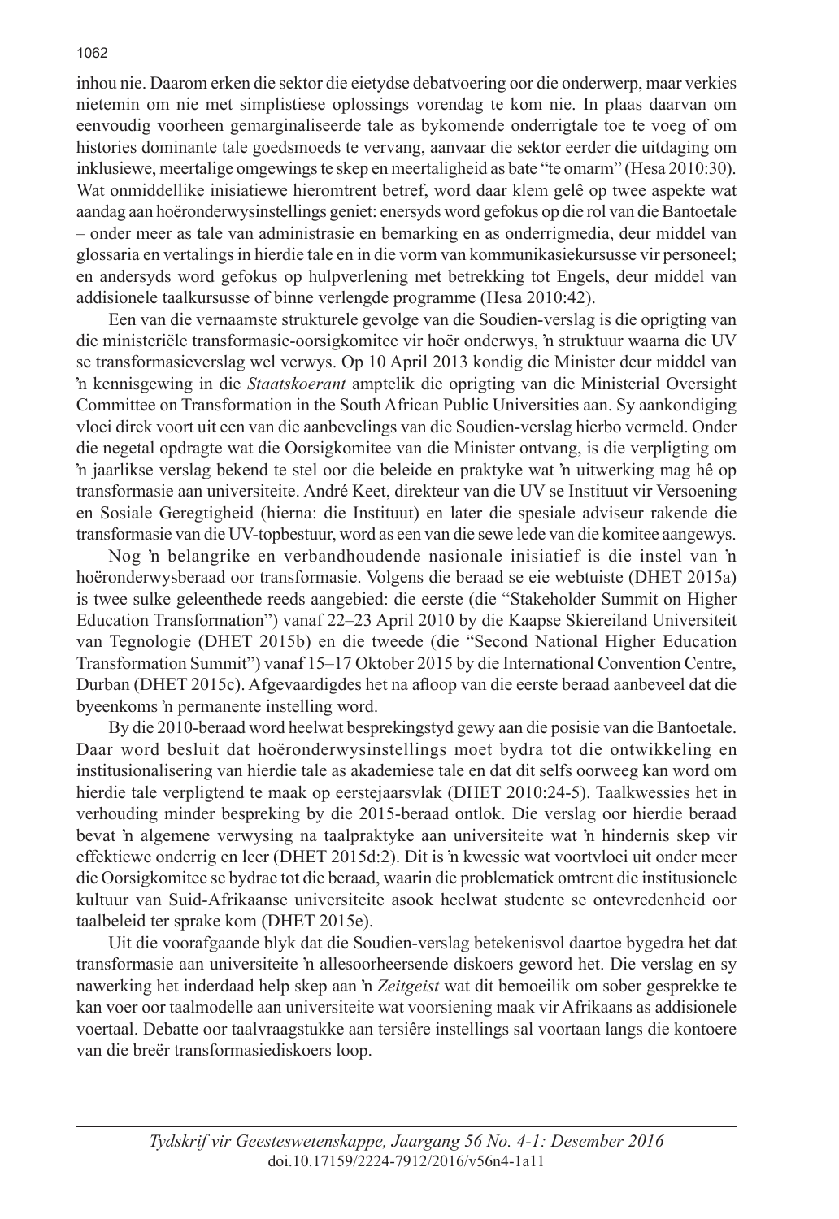inhou nie. Daarom erken die sektor die eietydse debatvoering oor die onderwerp, maar verkies nietemin om nie met simplistiese oplossings vorendag te kom nie. In plaas daarvan om eenvoudig voorheen gemarginaliseerde tale as bykomende onderrigtale toe te voeg of om histories dominante tale goedsmoeds te vervang, aanvaar die sektor eerder die uitdaging om inklusiewe, meertalige omgewings te skep en meertaligheid as bate "te omarm" (Hesa 2010:30). Wat onmiddellike inisiatiewe hieromtrent betref, word daar klem gelê op twee aspekte wat aandag aan hoëronderwysinstellings geniet: enersyds word gefokus op die rol van die Bantoetale – onder meer as tale van administrasie en bemarking en as onderrigmedia, deur middel van glossaria en vertalings in hierdie tale en in die vorm van kommunikasiekursusse vir personeel; en andersyds word gefokus op hulpverlening met betrekking tot Engels, deur middel van addisionele taalkursusse of binne verlengde programme (Hesa 2010:42).

Een van die vernaamste strukturele gevolge van die Soudien-verslag is die oprigting van die ministeriële transformasie-oorsigkomitee vir hoër onderwys, 'n struktuur waarna die UV se transformasieverslag wel verwys. Op 10 April 2013 kondig die Minister deur middel van 'n kennisgewing in die *Staatskoerant* amptelik die oprigting van die Ministerial Oversight Committee on Transformation in the South African Public Universities aan. Sy aankondiging vloei direk voort uit een van die aanbevelings van die Soudien-verslag hierbo vermeld. Onder die negetal opdragte wat die Oorsigkomitee van die Minister ontvang, is die verpligting om 'n jaarlikse verslag bekend te stel oor die beleide en praktyke wat 'n uitwerking mag hê op transformasie aan universiteite. André Keet, direkteur van die UV se Instituut vir Versoening en Sosiale Geregtigheid (hierna: die Instituut) en later die spesiale adviseur rakende die transformasie van die UV-topbestuur, word as een van die sewe lede van die komitee aangewys.

Nog 'n belangrike en verbandhoudende nasionale inisiatief is die instel van 'n hoëronderwysberaad oor transformasie. Volgens die beraad se eie webtuiste (DHET 2015a) is twee sulke geleenthede reeds aangebied: die eerste (die "Stakeholder Summit on Higher Education Transformation") vanaf 22–23 April 2010 by die Kaapse Skiereiland Universiteit van Tegnologie (DHET 2015b) en die tweede (die "Second National Higher Education Transformation Summit") vanaf 15–17 Oktober 2015 by die International Convention Centre, Durban (DHET 2015c). Afgevaardigdes het na afloop van die eerste beraad aanbeveel dat die byeenkoms 'n permanente instelling word.

By die 2010-beraad word heelwat besprekingstyd gewy aan die posisie van die Bantoetale. Daar word besluit dat hoëronderwysinstellings moet bydra tot die ontwikkeling en institusionalisering van hierdie tale as akademiese tale en dat dit selfs oorweeg kan word om hierdie tale verpligtend te maak op eerstejaarsvlak (DHET 2010:24-5). Taalkwessies het in verhouding minder bespreking by die 2015-beraad ontlok. Die verslag oor hierdie beraad bevat 'n algemene verwysing na taalpraktyke aan universiteite wat 'n hindernis skep vir effektiewe onderrig en leer (DHET 2015d:2). Dit is 'n kwessie wat voortvloei uit onder meer die Oorsigkomitee se bydrae tot die beraad, waarin die problematiek omtrent die institusionele kultuur van Suid-Afrikaanse universiteite asook heelwat studente se ontevredenheid oor taalbeleid ter sprake kom (DHET 2015e).

Uit die voorafgaande blyk dat die Soudien-verslag betekenisvol daartoe bygedra het dat transformasie aan universiteite 'n allesoorheersende diskoers geword het. Die verslag en sy nawerking het inderdaad help skep aan 'n *Zeitgeist* wat dit bemoeilik om sober gesprekke te kan voer oor taalmodelle aan universiteite wat voorsiening maak vir Afrikaans as addisionele voertaal. Debatte oor taalvraagstukke aan tersiêre instellings sal voortaan langs die kontoere van die breër transformasiediskoers loop.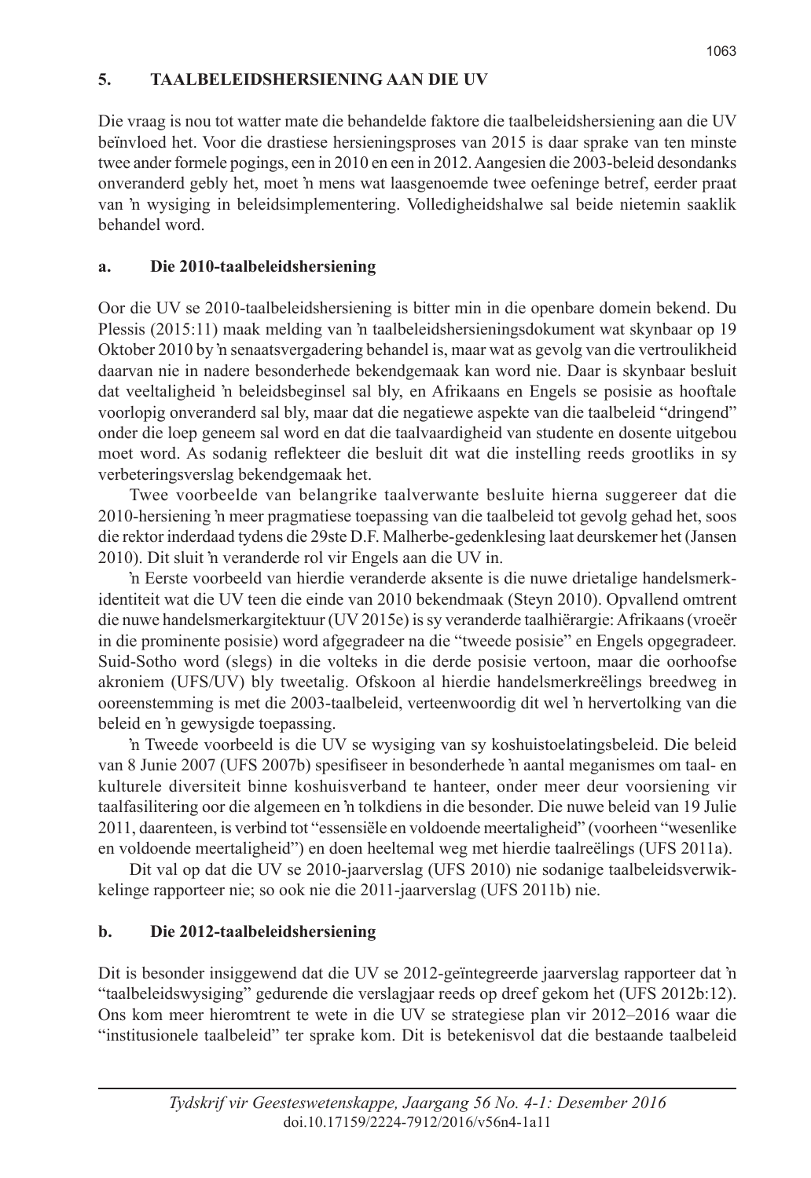## 5. TAALBELEIDSHERSIENING AAN DIE UV

Die vraag is nou tot watter mate die behandelde faktore die taalbeleidshersiening aan die UV beïnvloed het. Voor die drastiese hersieningsproses van 2015 is daar sprake van ten minste twee ander formele pogings, een in 2010 en een in 2012. Aangesien die 2003-beleid desondanks onveranderd gebly het, moet ŉ mens wat laasgenoemde twee oefeninge betref, eerder praat van ŉ wysiging in beleidsimplementering. Volledigheidshalwe sal beide nietemin saaklik behandel word.

### a. Die 2010-taalbeleidshersiening

Oor die UV se 2010-taalbeleidshersiening is bitter min in die openbare domein bekend. Du Plessis (2015:11) maak melding van ŉ taalbeleidshersieningsdokument wat skynbaar op 19 Oktober 2010 by ŉ senaatsvergadering behandel is, maar wat as gevolg van die vertroulikheid daarvan nie in nadere besonderhede bekendgemaak kan word nie. Daar is skynbaar besluit dat veeltaligheid ŉ beleidsbeginsel sal bly, en Afrikaans en Engels se posisie as hooftale voorlopig onveranderd sal bly, maar dat die negatiewe aspekte van die taalbeleid "dringend" onder die loep geneem sal word en dat die taalvaardigheid van studente en dosente uitgebou moet word. As sodanig reflekteer die besluit dit wat die instelling reeds grootliks in sy verbeteringsverslag bekendgemaak het.

Twee voorbeelde van belangrike taalverwante besluite hierna suggereer dat die 2010-hersiening ŉ meer pragmatiese toepassing van die taalbeleid tot gevolg gehad het, soos die rektor inderdaad tydens die 29ste D.F. Malherbe-gedenklesing laat deurskemer het (Jansen 2010). Dit sluit ŉ veranderde rol vir Engels aan die UV in.

ŉ Eerste voorbeeld van hierdie veranderde aksente is die nuwe drietalige handelsmerk-identiteit wat die UV teen die einde van 2010 bekendmaak (Steyn 2010). Opvallend omtrent die nuwe handelsmerkargitektuur (UV 2015e) is sy veranderde taalhiërargie: Afrikaans (vroeër in die prominente posisie) word afgegradeer na die "tweede posisie" en Engels opgegradeer. Suid-Sotho word (slegs) in die volteks in die derde posisie vertoon, maar die oorhoofse akroniem (UFS/UV) bly tweetalig. Ofskoon al hierdie handelsmerkreëlings breedweg in ooreenstemming is met die 2003-taalbeleid, verteenwoordig dit wel ŉ hervertolking van die beleid en ŉ gewysigde toepassing.

ŉ Tweede voorbeeld is die UV se wysiging van sy koshuistoelatingsbeleid. Die beleid van 8 Junie 2007 (UFS 2007b) spesifiseer in besonderhede ŉ aantal meganismes om taal- en kulturele diversiteit binne koshuisverband te hanteer, onder meer deur voorsiening vir taalfasilitering oor die algemeen en ŉ tolkdiens in die besonder. Die nuwe beleid van 19 Julie 2011, daarenteen, is verbind tot "essensiële en voldoende meertaligheid" (voorheen "wesenlike en voldoende meertaligheid") en doen heeltemal weg met hierdie taalreëlings (UFS 2011a).

Dit val op dat die UV se 2010-jaarverslag (UFS 2010) nie sodanige taalbeleidsverwikkelinge rapporteer nie; so ook nie die 2011-jaarverslag (UFS 2011b) nie.

### b. Die 2012-taalbeleidshersiening

Dit is besonder insiggewend dat die UV se 2012-geïntegreerde jaarverslag rapporteer dat ŉ "taalbeleidswysiging" gedurende die verslagjaar reeds op dreef gekom het (UFS 2012b:12). Ons kom meer hieromtrent te wete in die UV se strategiese plan vir 2012–2016 waar die "institusionele taalbeleid" ter sprake kom. Dit is betekenisvol dat die bestaande taalbeleid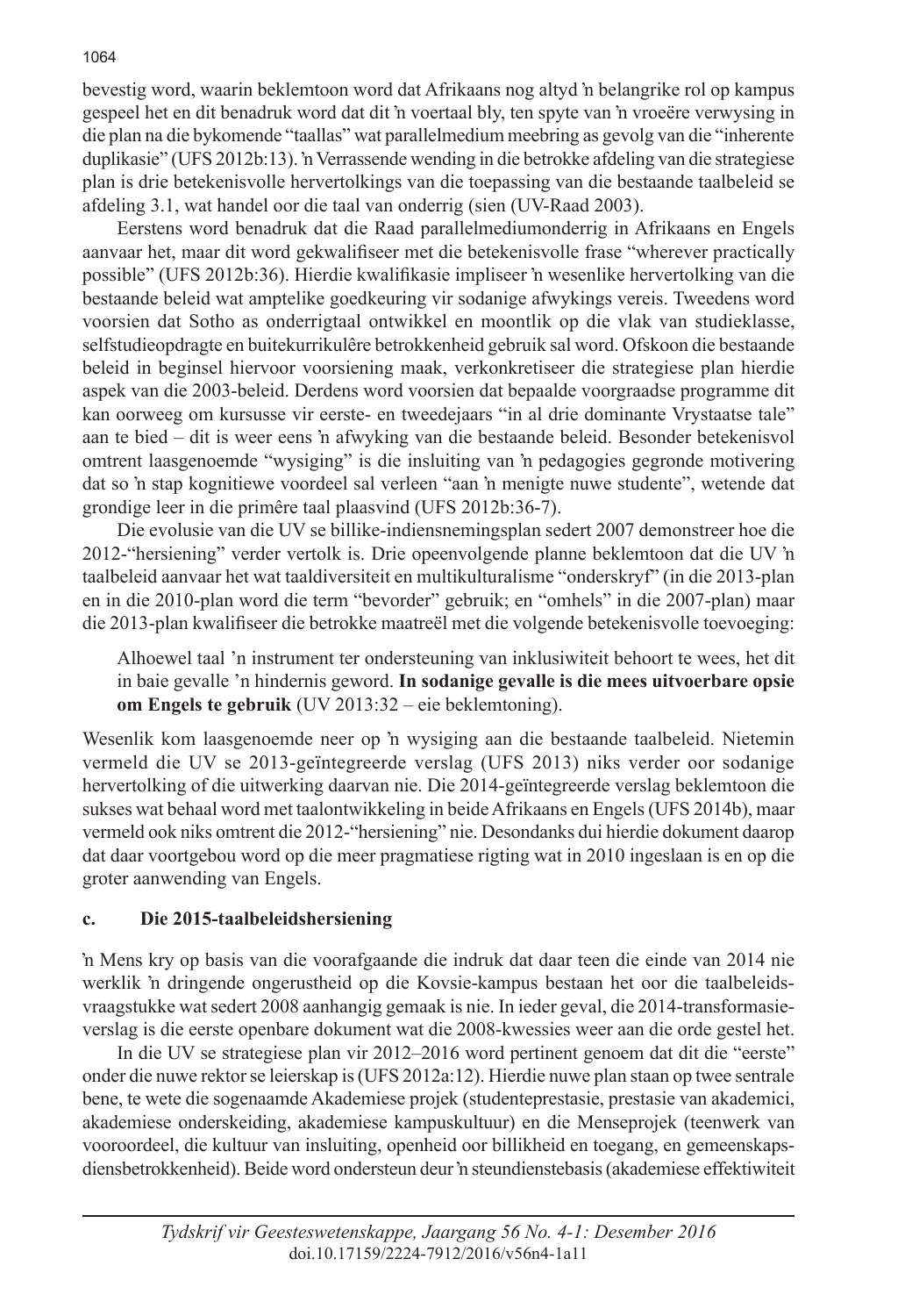bevestig word, waarin beklemtoon word dat Afrikaans nog altyd 'n belangrike rol op kampus gespeel het en dit benadruk word dat dit 'n voertaal bly, ten spyte van 'n vroeëre verwysing in die plan na die bykomende "taallas" wat parallelmedium meebring as gevolg van die "inherente duplikasie" (UFS 2012b:13). 'n Verrassende wending in die betrokke afdeling van die strategiese plan is drie betekenisvolle hervertolkings van die toepassing van die bestaande taalbeleid se afdeling 3.1, wat handel oor die taal van onderrig (sien (UV-Raad 2003).

Eerstens word benadruk dat die Raad parallelmediumonderrig in Afrikaans en Engels aanvaar het, maar dit word gekwalifiseer met die betekenisvolle frase "wherever practically possible" (UFS 2012b:36). Hierdie kwalifikasie impliseer 'n wesenlike hervertolking van die bestaande beleid wat amptelike goedkeuring vir sodanige afwykings vereis. Tweedens word voorsien dat Sotho as onderrigtaal ontwikkel en moontlik op die vlak van studieklasse, selfstudieopdragte en buitekurrikulêre betrokkenheid gebruik sal word. Ofskoon die bestaande beleid in beginsel hiervoor voorsiening maak, verkonkretiseer die strategiese plan hierdie aspek van die 2003-beleid. Derdens word voorsien dat bepaalde voorgraadse programme dit kan oorweeg om kursusse vir eerste- en tweedejaars "in al drie dominante Vrystaatse tale" aan te bied – dit is weer eens 'n afwyking van die bestaande beleid. Besonder betekenisvol omtrent laasgenoemde "wysiging" is die insluiting van 'n pedagogies gegronde motivering dat so 'n stap kognitiewe voordeel sal verleen "aan 'n menigte nuwe studente", wetende dat grondige leer in die primêre taal plaasvind (UFS 2012b:36-7).

Die evolusie van die UV se billike-indiensnemingsplan sedert 2007 demonstreer hoe die 2012-"hersiening" verder vertolk is. Drie opeenvolgende planne beklemtoon dat die UV 'n taalbeleid aanvaar het wat taaldiversiteit en multikulturalisme "onderskryf" (in die 2013-plan en in die 2010-plan word die term "bevorder" gebruik; en "omhels" in die 2007-plan) maar die 2013-plan kwalifiseer die betrokke maatreël met die volgende betekenisvolle toevoeging:

> Alhoewel taal 'n instrument ter ondersteuning van inklusiwiteit behoort te wees, het dit in baie gevalle 'n hindernis geword. **In sodanige gevalle is die mees uitvoerbare opsie om Engels te gebruik** (UV 2013:32 – eie beklemtoning).

Wesenlik kom laasgenoemde neer op 'n wysiging aan die bestaande taalbeleid. Nietemin vermeld die UV se 2013-geïntegreerde verslag (UFS 2013) niks verder oor sodanige hervertolking of die uitwerking daarvan nie. Die 2014-geïntegreerde verslag beklemtoon die sukses wat behaal word met taalontwikkeling in beide Afrikaans en Engels (UFS 2014b), maar vermeld ook niks omtrent die 2012-"hersiening" nie. Desondanks dui hierdie dokument daarop dat daar voortgebou word op die meer pragmatiese rigting wat in 2010 ingeslaan is en op die groter aanwending van Engels.

### c. Die 2015-taalbeleidshersiening

'n Mens kry op basis van die voorafgaande die indruk dat daar teen die einde van 2014 nie werklik 'n dringende ongerustheid op die Kovsie-kampus bestaan het oor die taalbeleidsvraagstukke wat sedert 2008 aanhangig gemaak is nie. In ieder geval, die 2014-transformasieverslag is die eerste openbare dokument wat die 2008-kwessies weer aan die orde gestel het.

In die UV se strategiese plan vir 2012–2016 word pertinent genoem dat dit die "eerste" onder die nuwe rektor se leierskap is (UFS 2012a:12). Hierdie nuwe plan staan op twee sentrale bene, te wete die sogenaamde Akademiese projek (studenteprestasie, prestasie van akademici, akademiese onderskeiding, akademiese kampuskultuur) en die Menseprojek (teenwerk van vooroordeel, die kultuur van insluiting, openheid oor billikheid en toegang, en gemeenskapsdiensbetrokkenheid). Beide word ondersteun deur 'n steundienstebasis (akademiese effektiwiteit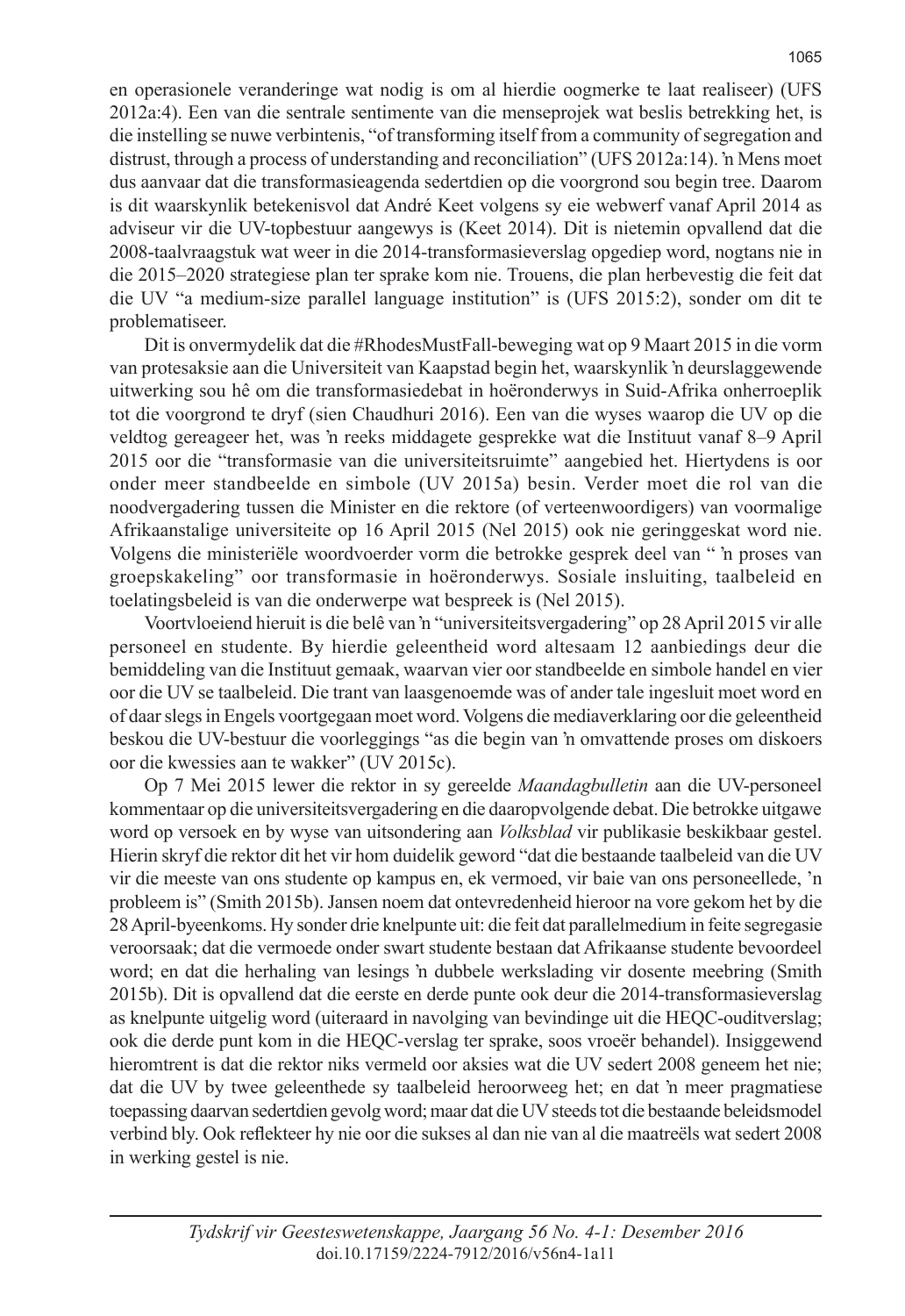en operasionele veranderinge wat nodig is om al hierdie oogmerke te laat realiseer) (UFS 2012a:4). Een van die sentrale sentimente van die menseprojek wat beslis betrekking het, is die instelling se nuwe verbintenis, "of transforming itself from a community of segregation and distrust, through a process of understanding and reconciliation" (UFS 2012a:14). 'n Mens moet dus aanvaar dat die transformasieagenda sedertdien op die voorgrond sou begin tree. Daarom is dit waarskynlik betekenisvol dat André Keet volgens sy eie webwerf vanaf April 2014 as adviseur vir die UV-topbestuur aangewys is (Keet 2014). Dit is nietemin opvallend dat die 2008-taalvraagstuk wat weer in die 2014-transformasieverslag opgediep word, nogtans nie in die 2015–2020 strategiese plan ter sprake kom nie. Trouens, die plan herbevestig die feit dat die UV "a medium-size parallel language institution" is (UFS 2015:2), sonder om dit te problematiseer.

Dit is onvermydelik dat die #RhodesMustFall-beweging wat op 9 Maart 2015 in die vorm van protesaksie aan die Universiteit van Kaapstad begin het, waarskynlik 'n deurslaggewende uitwerking sou hê om die transformasiedebat in hoëronderwys in Suid-Afrika onherroeplik tot die voorgrond te dryf (sien Chaudhuri 2016). Een van die wyses waarop die UV op die veldtog gereageer het, was 'n reeks middagete gesprekke wat die Instituut vanaf 8–9 April 2015 oor die "transformasie van die universiteitsruimte" aangebied het. Hiertydens is oor onder meer standbeelde en simbole (UV 2015a) besin. Verder moet die rol van die noodvergadering tussen die Minister en die rektore (of verteenwoordigers) van voormalige Afrikaanstalige universiteite op 16 April 2015 (Nel 2015) ook nie geringgeskat word nie. Volgens die ministeriële woordvoerder vorm die betrokke gesprek deel van " 'n proses van groepskakeling" oor transformasie in hoëronderwys. Sosiale insluiting, taalbeleid en toelatingsbeleid is van die onderwerpe wat bespreek is (Nel 2015).

Voortvloeiend hieruit is die belê van 'n "universiteitsvergadering" op 28 April 2015 vir alle personeel en studente. By hierdie geleentheid word altesaam 12 aanbiedings deur die bemiddeling van die Instituut gemaak, waarvan vier oor standbeelde en simbole handel en vier oor die UV se taalbeleid. Die trant van laasgenoemde was of ander tale ingesluit moet word en of daar slegs in Engels voortgegaan moet word. Volgens die mediaverklaring oor die geleentheid beskou die UV-bestuur die voorleggings "as die begin van 'n omvattende proses om diskoers oor die kwessies aan te wakker" (UV 2015c).

Op 7 Mei 2015 lewer die rektor in sy gereelde *Maandagbulletin* aan die UV-personeel kommentaar op die universiteitsvergadering en die daaropvolgende debat. Die betrokke uitgawe word op versoek en by wyse van uitsondering aan *Volksblad* vir publikasie beskikbaar gestel. Hierin skryf die rektor dit het vir hom duidelik geword "dat die bestaande taalbeleid van die UV vir die meeste van ons studente op kampus en, ek vermoed, vir baie van ons personeellede, 'n probleem is" (Smith 2015b). Jansen noem dat ontevredenheid hieroor na vore gekom het by die 28 April-byeenkoms. Hy sonder drie knelpunte uit: die feit dat parallelmedium in feite segregasie veroorsaak; dat die vermoede onder swart studente bestaan dat Afrikaanse studente bevoordeel word; en dat die herhaling van lesings 'n dubbele werkslading vir dosente meebring (Smith 2015b). Dit is opvallend dat die eerste en derde punte ook deur die 2014-transformasieverslag as knelpunte uitgelig word (uiteraard in navolging van bevindinge uit die HEQC-ouditverslag; ook die derde punt kom in die HEQC-verslag ter sprake, soos vroeër behandel). Insiggewend hieromtrent is dat die rektor niks vermeld oor aksies wat die UV sedert 2008 geneem het nie; dat die UV by twee geleenthede sy taalbeleid heroorweeg het; en dat 'n meer pragmatiese toepassing daarvan sedertdien gevolg word; maar dat die UV steeds tot die bestaande beleidsmodel verbind bly. Ook reflekteer hy nie oor die sukses al dan nie van al die maatreëls wat sedert 2008 in werking gestel is nie.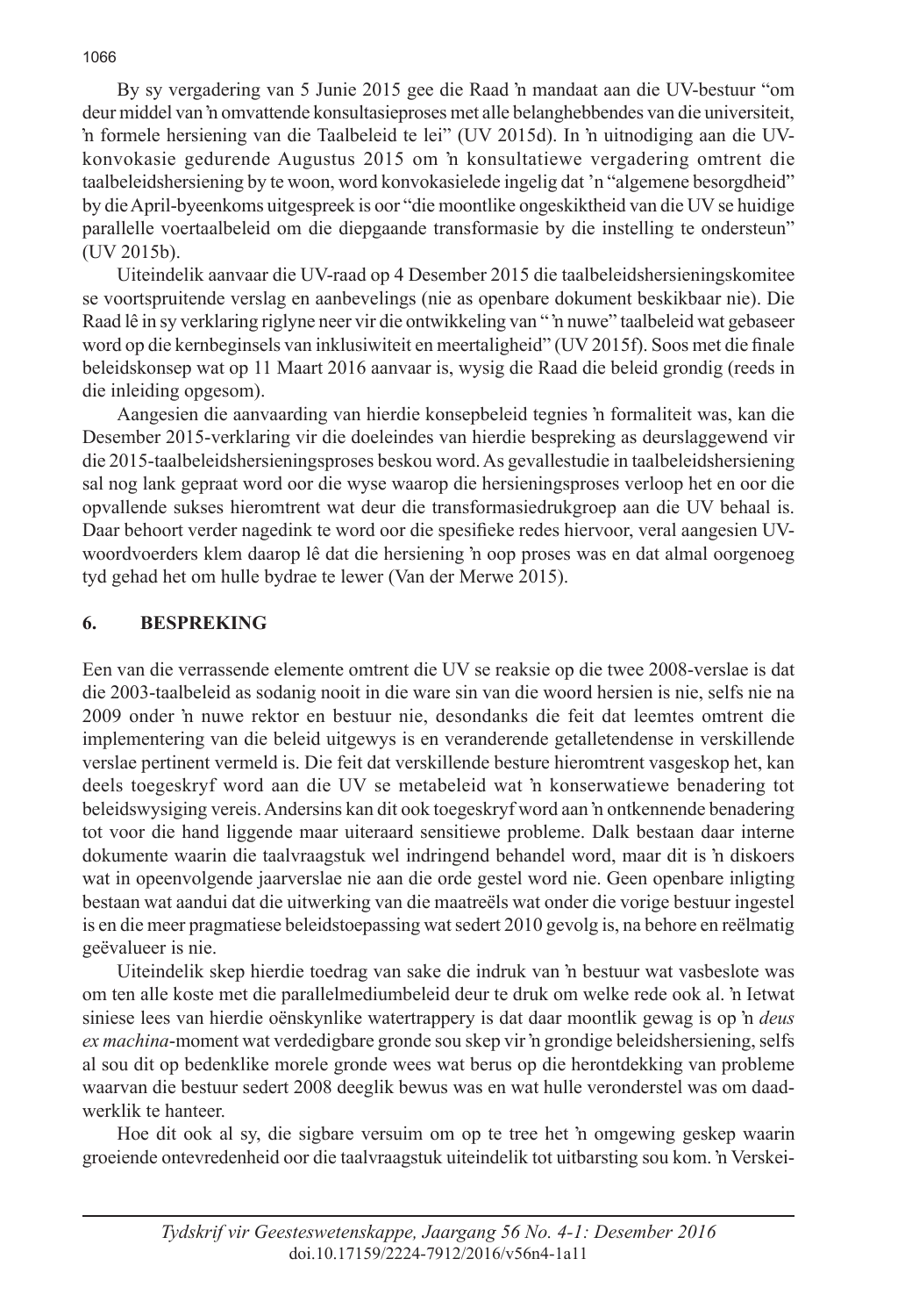By sy vergadering van 5 Junie 2015 gee die Raad 'n mandaat aan die UV-bestuur "om deur middel van 'n omvattende konsultasieproses met alle belanghebbendes van die universiteit, 'n formele hersiening van die Taalbeleid te lei" (UV 2015d). In 'n uitnodiging aan die UV-konvokasie gedurende Augustus 2015 om 'n konsultatiewe vergadering omtrent die taalbeleidshersiening by te woon, word konvokasielede ingelig dat 'n "algemene besorgdheid" by die April-byeenkoms uitgespreek is oor "die moontlike ongeskiktheid van die UV se huidige parallelle voertaalbeleid om die diepgaande transformasie by die instelling te ondersteun" (UV 2015b).

Uiteindelik aanvaar die UV-raad op 4 Desember 2015 die taalbeleidshersieningskomitee se voortspruitende verslag en aanbevelings (nie as openbare dokument beskikbaar nie). Die Raad lê in sy verklaring riglyne neer vir die ontwikkeling van "'n nuwe" taalbeleid wat gebaseer word op die kernbeginsels van inklusiwiteit en meertaligheid" (UV 2015f). Soos met die finale beleidskonsep wat op 11 Maart 2016 aanvaar is, wysig die Raad die beleid grondig (reeds in die inleiding opgesom).

Aangesien die aanvaarding van hierdie konsepbeleid tegnies 'n formaliteit was, kan die Desember 2015-verklaring vir die doeleindes van hierdie bespreking as deurslaggewend vir die 2015-taalbeleidshersieningsproses beskou word. As gevallestudie in taalbeleidshersiening sal nog lank gepraat word oor die wyse waarop die hersieningsproses verloop het en oor die opvallende sukses hieromtrent wat deur die transformasiedrukgroep aan die UV behaal is. Daar behoort verder nagedink te word oor die spesifieke redes hiervoor, veral aangesien UV-woordvoerders klem daarop lê dat die hersiening 'n oop proses was en dat almal oorgenoeg tyd gehad het om hulle bydrae te lewer (Van der Merwe 2015).

## 6. BESPREKING

Een van die verrassende elemente omtrent die UV se reaksie op die twee 2008-verslae is dat die 2003-taalbeleid as sodanig nooit in die ware sin van die woord hersien is nie, selfs nie na 2009 onder 'n nuwe rektor en bestuur nie, desondanks die feit dat leemtes omtrent die implementering van die beleid uitgewys is en veranderende getalletendense in verskillende verslae pertinent vermeld is. Die feit dat verskillende besture hieromtrent vasgeskop het, kan deels toegeskryf word aan die UV se metabeleid wat 'n konserwatiewe benadering tot beleidswysiging vereis. Andersins kan dit ook toegeskryf word aan 'n ontkennende benadering tot voor die hand liggende maar uiteraard sensitiewe probleme. Dalk bestaan daar interne dokumente waarin die taalvraagstuk wel indringend behandel word, maar dit is 'n diskoers wat in opeenvolgende jaarverslae nie aan die orde gestel word nie. Geen openbare inligting bestaan wat aandui dat die uitwerking van die maatreëls wat onder die vorige bestuur ingestel is en die meer pragmatiese beleidstoepassing wat sedert 2010 gevolg is, na behore en reëlmatig geëvalueer is nie.

Uiteindelik skep hierdie toedrag van sake die indruk van 'n bestuur wat vasbeslote was om ten alle koste met die parallelmediumbeleid deur te druk om welke rede ook al. 'n Ietwat siniese lees van hierdie oënskynlike watertrappery is dat daar moontlik gewag is op 'n *deus ex machina*-moment wat verdedigbare gronde sou skep vir 'n grondige beleidshersiening, selfs al sou dit op bedenklike morele gronde wees wat berus op die herontdekking van probleme waarvan die bestuur sedert 2008 deeglik bewus was en wat hulle veronderstel was om daadwerklik te hanteer.

Hoe dit ook al sy, die sigbare versuim om op te tree het 'n omgewing geskep waarin groeiende ontevredenheid oor die taalvraagstuk uiteindelik tot uitbarsting sou kom. 'n Verskei-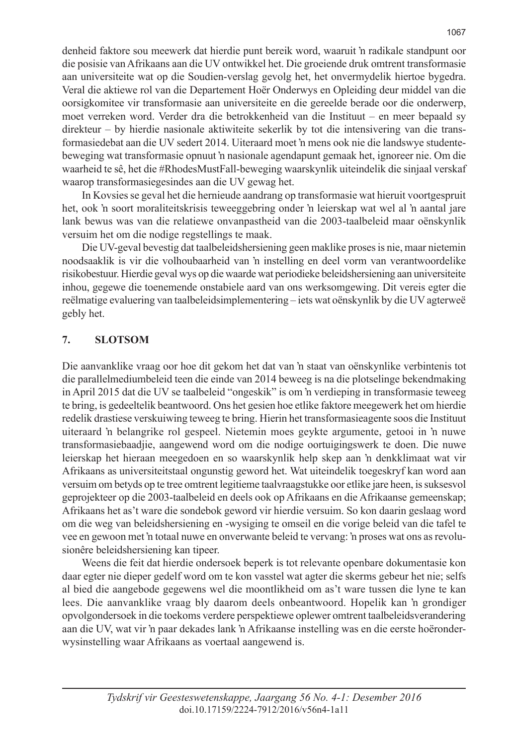denheid faktore sou meewerk dat hierdie punt bereik word, waaruit 'n radikale standpunt oor die posisie van Afrikaans aan die UV ontwikkel het. Die groeiende druk omtrent transformasie aan universiteite wat op die Soudien-verslag gevolg het, het onvermydelik hiertoe bygedra. Veral die aktiewe rol van die Departement Hoër Onderwys en Opleiding deur middel van die oorsigkomitee vir transformasie aan universiteite en die gereelde berade oor die onderwerp, moet verreken word. Verder dra die betrokkenheid van die Instituut – en meer bepaald sy direkteur – by hierdie nasionale aktiwiteite sekerlik by tot die intensivering van die transformasiedebat aan die UV sedert 2014. Uiteraard moet 'n mens ook nie die landswye studentebeweging wat transformasie opnuut 'n nasionale agendapunt gemaak het, ignoreer nie. Om die waarheid te sê, het die #RhodesMustFall-beweging waarskynlik uiteindelik die sinjaal verskaf waarop transformasiegesindes aan die UV gewag het.

In Kovsies se geval het die hernieude aandrang op transformasie wat hieruit voortgespruit het, ook 'n soort moraliteitskrisis teweeggebring onder 'n leierskap wat wel al 'n aantal jare lank bewus was van die relatiewe onvanpastheid van die 2003-taalbeleid maar oënskynlik versuim het om die nodige regstellings te maak.

Die UV-geval bevestig dat taalbeleidshersiening geen maklike proses is nie, maar nietemin noodsaaklik is vir die volhoubaarheid van 'n instelling en deel vorm van verantwoordelike risikobestuur. Hierdie geval wys op die waarde wat periodieke beleidshersiening aan universiteite inhou, gegewe die toenemende onstabiele aard van ons werksomgewing. Dit vereis egter die reëlmatige evaluering van taalbeleidsimplementering – iets wat oënskynlik by die UV agterweë gebly het.

## 7. SLOTSOM

Die aanvanklike vraag oor hoe dit gekom het dat van 'n staat van oënskynlike verbintenis tot die parallelmediumbeleid teen die einde van 2014 beweeg is na die plotselinge bekendmaking in April 2015 dat die UV se taalbeleid "ongeskik" is om 'n verdieping in transformasie teweeg te bring, is gedeeltelik beantwoord. Ons het gesien hoe etlike faktore meegewerk het om hierdie redelik drastiese verskuiwing teweeg te bring. Hierin het transformasieagente soos die Instituut uiteraard 'n belangrike rol gespeel. Nietemin moes geykte argumente, getooi in 'n nuwe transformasiebaadjie, aangewend word om die nodige oortuigingswerk te doen. Die nuwe leierskap het hieraan meegedoen en so waarskynlik help skep aan 'n denkklimaat wat vir Afrikaans as universiteitstaal ongunstig geword het. Wat uiteindelik toegeskryf kan word aan versuim om betyds op te tree omtrent legitieme taalvraagstukke oor etlike jare heen, is suksesvol geprojekteer op die 2003-taalbeleid en deels ook op Afrikaans en die Afrikaanse gemeenskap; Afrikaans het as't ware die sondebok geword vir hierdie versuim. So kon daarin geslaag word om die weg van beleidshersiening en -wysiging te omseil en die vorige beleid van die tafel te vee en gewoon met 'n totaal nuwe en onverwante beleid te vervang: 'n proses wat ons as revolusionêre beleidshersiening kan tipeer.

Weens die feit dat hierdie ondersoek beperk is tot relevante openbare dokumentasie kon daar egter nie dieper gedelf word om te kon vasstel wat agter die skerms gebeur het nie; selfs al bied die aangebode gegewens wel die moontlikheid om as't ware tussen die lyne te kan lees. Die aanvanklike vraag bly daarom deels onbeantwoord. Hopelik kan 'n grondiger opvolgondersoek in die toekoms verdere perspektiewe oplewer omtrent taalbeleidsverandering aan die UV, wat vir 'n paar dekades lank 'n Afrikaanse instelling was en die eerste hoëronderwysinstelling waar Afrikaans as voertaal aangewend is.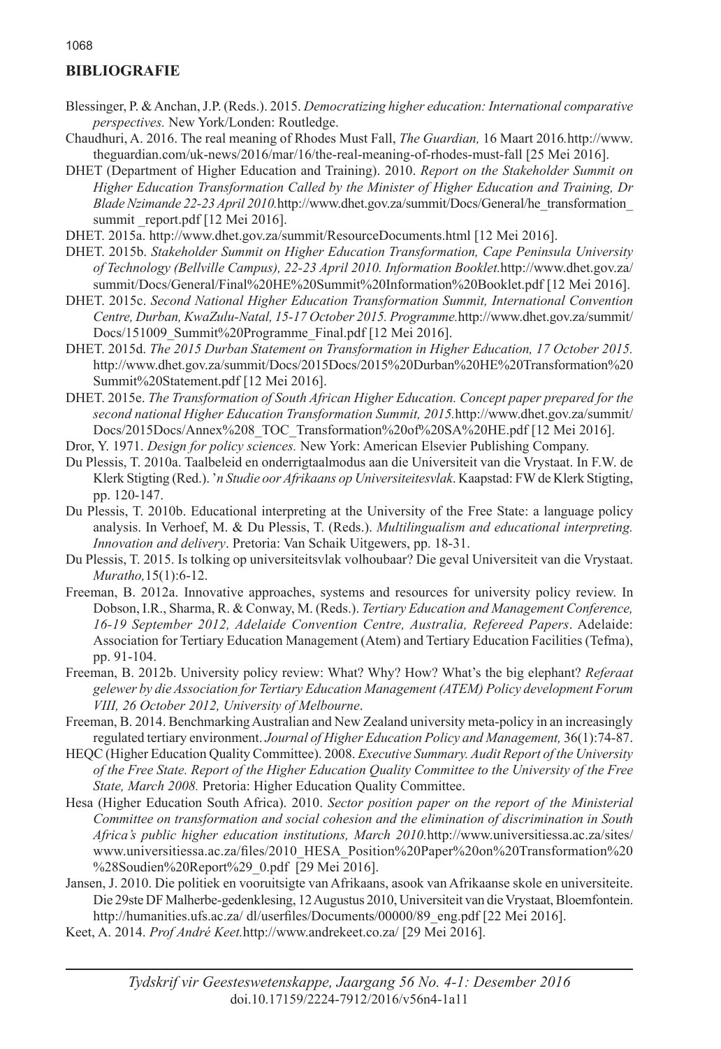## BIBLIOGRAFIE

Blessinger, P. & Anchan, J.P. (Reds.). 2015. *Democratizing higher education: International comparative perspectives.* New York/Londen: Routledge.

Chaudhuri, A. 2016. The real meaning of Rhodes Must Fall, *The Guardian,* 16 Maart 2016. http://www.theguardian.com/uk-news/2016/mar/16/the-real-meaning-of-rhodes-must-fall [25 Mei 2016].

DHET (Department of Higher Education and Training). 2010. *Report on the Stakeholder Summit on Higher Education Transformation Called by the Minister of Higher Education and Training, Dr Blade Nzimande 22-23 April 2010.* http://www.dhet.gov.za/summit/Docs/General/he_transformation_summit _report.pdf [12 Mei 2016].

DHET. 2015a. http://www.dhet.gov.za/summit/ResourceDocuments.html [12 Mei 2016].

DHET. 2015b. *Stakeholder Summit on Higher Education Transformation, Cape Peninsula University of Technology (Bellville Campus), 22-23 April 2010. Information Booklet.* http://www.dhet.gov.za/summit/Docs/General/Final%20HE%20Summit%20Information%20Booklet.pdf [12 Mei 2016].

DHET. 2015c. *Second National Higher Education Transformation Summit, International Convention Centre, Durban, KwaZulu-Natal, 15-17 October 2015. Programme.* http://www.dhet.gov.za/summit/Docs/151009_Summit%20Programme_Final.pdf [12 Mei 2016].

DHET. 2015d. *The 2015 Durban Statement on Transformation in Higher Education, 17 October 2015.* http://www.dhet.gov.za/summit/Docs/2015Docs/2015%20Durban%20HE%20Transformation%20Summit%20Statement.pdf [12 Mei 2016].

DHET. 2015e. *The Transformation of South African Higher Education. Concept paper prepared for the second national Higher Education Transformation Summit, 2015.* http://www.dhet.gov.za/summit/Docs/2015Docs/Annex%208_TOC_Transformation%20of%20SA%20HE.pdf [12 Mei 2016].

Dror, Y. 1971. *Design for policy sciences.* New York: American Elsevier Publishing Company.

Du Plessis, T. 2010a. Taalbeleid en onderrigtaalmodus aan die Universiteit van die Vrystaat. In F.W. de Klerk Stigting (Red.). *'n Studie oor Afrikaans op Universiteitesvlak*. Kaapstad: FW de Klerk Stigting, pp. 120-147.

Du Plessis, T. 2010b. Educational interpreting at the University of the Free State: a language policy analysis. In Verhoef, M. & Du Plessis, T. (Reds.). *Multilingualism and educational interpreting. Innovation and delivery*. Pretoria: Van Schaik Uitgewers, pp. 18-31.

Du Plessis, T. 2015. Is tolking op universiteitsvlak volhoubaar? Die geval Universiteit van die Vrystaat. *Muratho,* 15(1):6-12.

Freeman, B. 2012a. Innovative approaches, systems and resources for university policy review. In Dobson, I.R., Sharma, R. & Conway, M. (Reds.). *Tertiary Education and Management Conference, 16-19 September 2012, Adelaide Convention Centre, Australia, Refereed Papers*. Adelaide: Association for Tertiary Education Management (Atem) and Tertiary Education Facilities (Tefma), pp. 91-104.

Freeman, B. 2012b. University policy review: What? Why? How? What's the big elephant? *Referaat gelewer by die Association for Tertiary Education Management (ATEM) Policy development Forum VIII, 26 October 2012, University of Melbourne*.

Freeman, B. 2014. Benchmarking Australian and New Zealand university meta-policy in an increasingly regulated tertiary environment. *Journal of Higher Education Policy and Management,* 36(1):74-87.

HEQC (Higher Education Quality Committee). 2008. *Executive Summary. Audit Report of the University of the Free State. Report of the Higher Education Quality Committee to the University of the Free State, March 2008.* Pretoria: Higher Education Quality Committee.

Hesa (Higher Education South Africa). 2010. *Sector position paper on the report of the Ministerial Committee on transformation and social cohesion and the elimination of discrimination in South Africa's public higher education institutions, March 2010.* http://www.universitiessa.ac.za/sites/www.universitiessa.ac.za/files/2010_HESA_Position%20Paper%20on%20Transformation%20%28Soudien%29%20Report%29_0.pdf [29 Mei 2016].

Jansen, J. 2010. Die politiek en vooruitsigte van Afrikaans, asook van Afrikaanse skole en universiteite. Die 29ste DF Malherbe-gedenklesing, 12 Augustus 2010, Universiteit van die Vrystaat, Bloemfontein. http://humanities.ufs.ac.za/ dl/userfiles/Documents/00000/89_eng.pdf [22 Mei 2016].

Keet, A. 2014. *Prof André Keet.* http://www.andrekeet.co.za/ [29 Mei 2016].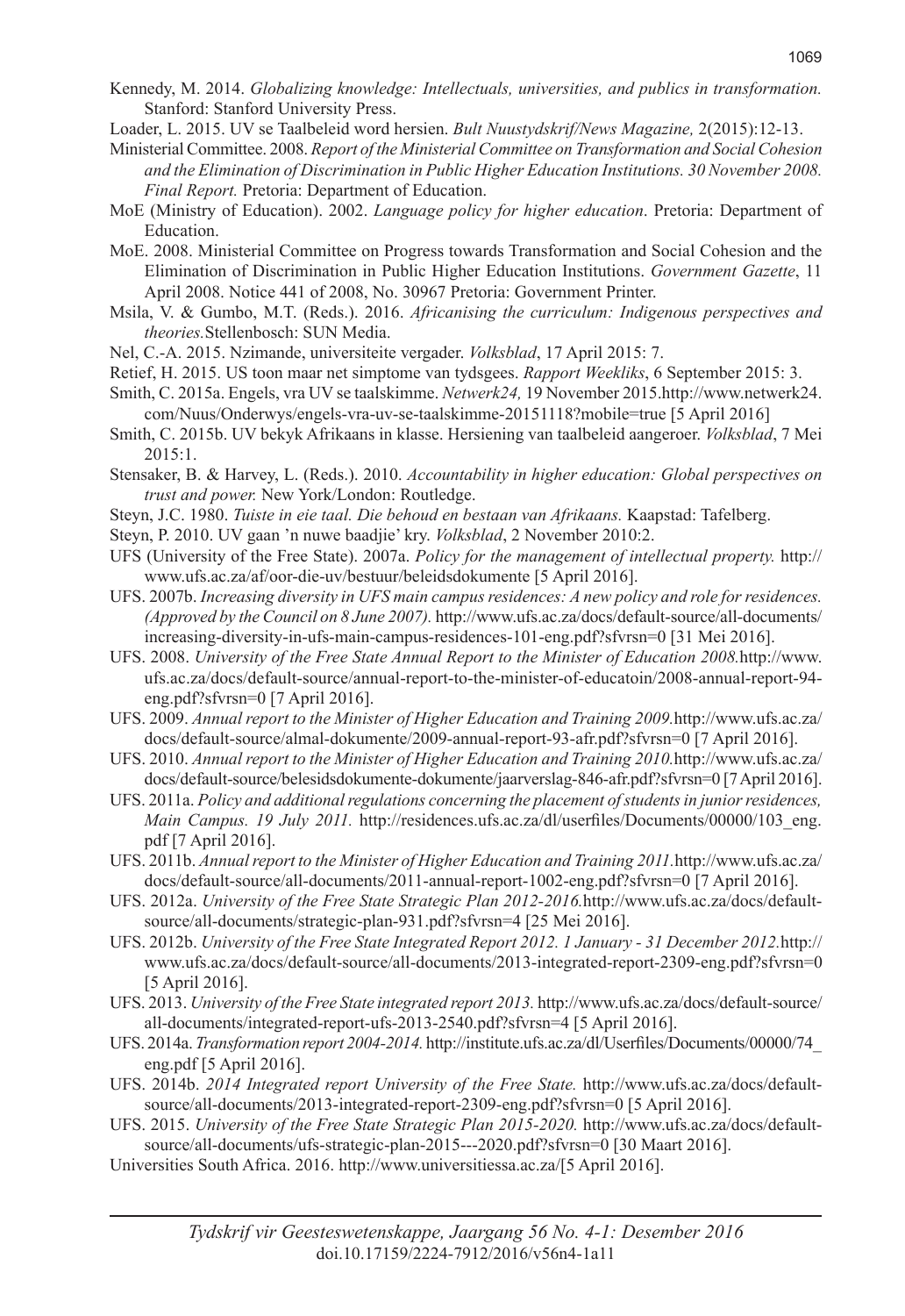Kennedy, M. 2014. *Globalizing knowledge: Intellectuals, universities, and publics in transformation.* Stanford: Stanford University Press.

Loader, L. 2015. UV se Taalbeleid word hersien. *Bult Nuustydskrif/News Magazine,* 2(2015):12-13.

Ministerial Committee. 2008. *Report of the Ministerial Committee on Transformation and Social Cohesion and the Elimination of Discrimination in Public Higher Education Institutions. 30 November 2008. Final Report.* Pretoria: Department of Education.

MoE (Ministry of Education). 2002. *Language policy for higher education*. Pretoria: Department of Education.

MoE. 2008. Ministerial Committee on Progress towards Transformation and Social Cohesion and the Elimination of Discrimination in Public Higher Education Institutions. *Government Gazette*, 11 April 2008. Notice 441 of 2008, No. 30967 Pretoria: Government Printer.

Msila, V. & Gumbo, M.T. (Reds.). 2016. *Africanising the curriculum: Indigenous perspectives and theories.*Stellenbosch: SUN Media.

Nel, C.-A. 2015. Nzimande, universiteite vergader. *Volksblad*, 17 April 2015: 7.

Retief, H. 2015. US toon maar net simptome van tydsgees. *Rapport Weekliks*, 6 September 2015: 3.

Smith, C. 2015a. Engels, vra UV se taalskimme. *Netwerk24,* 19 November 2015.http://www.netwerk24.com/Nuus/Onderwys/engels-vra-uv-se-taalskimme-20151118?mobile=true [5 April 2016]

Smith, C. 2015b. UV bekyk Afrikaans in klasse. Hersiening van taalbeleid aangeroer. *Volksblad*, 7 Mei 2015:1.

Stensaker, B. & Harvey, L. (Reds.). 2010. *Accountability in higher education: Global perspectives on trust and power.* New York/London: Routledge.

Steyn, J.C. 1980. *Tuiste in eie taal. Die behoud en bestaan van Afrikaans.* Kaapstad: Tafelberg.

Steyn, P. 2010. UV gaan 'n nuwe baadjie' kry. *Volksblad*, 2 November 2010:2.

UFS (University of the Free State). 2007a. *Policy for the management of intellectual property.* http://www.ufs.ac.za/af/oor-die-uv/bestuur/beleidsdokumente [5 April 2016].

UFS. 2007b. *Increasing diversity in UFS main campus residences: A new policy and role for residences. (Approved by the Council on 8 June 2007).* http://www.ufs.ac.za/docs/default-source/all-documents/increasing-diversity-in-ufs-main-campus-residences-101-eng.pdf?sfvrsn=0 [31 Mei 2016].

UFS. 2008. *University of the Free State Annual Report to the Minister of Education 2008.*http://www.ufs.ac.za/docs/default-source/annual-report-to-the-minister-of-educatoin/2008-annual-report-94-eng.pdf?sfvrsn=0 [7 April 2016].

UFS. 2009. *Annual report to the Minister of Higher Education and Training 2009.*http://www.ufs.ac.za/docs/default-source/almal-dokumente/2009-annual-report-93-afr.pdf?sfvrsn=0 [7 April 2016].

UFS. 2010. *Annual report to the Minister of Higher Education and Training 2010.*http://www.ufs.ac.za/docs/default-source/belesidsdokumente-dokumente/jaarverslag-846-afr.pdf?sfvrsn=0 [7 April 2016].

UFS. 2011a. *Policy and additional regulations concerning the placement of students in junior residences, Main Campus. 19 July 2011.* http://residences.ufs.ac.za/dl/userfiles/Documents/00000/103_eng.pdf [7 April 2016].

UFS. 2011b. *Annual report to the Minister of Higher Education and Training 2011.*http://www.ufs.ac.za/docs/default-source/all-documents/2011-annual-report-1002-eng.pdf?sfvrsn=0 [7 April 2016].

UFS. 2012a. *University of the Free State Strategic Plan 2012-2016.*http://www.ufs.ac.za/docs/default-source/all-documents/strategic-plan-931.pdf?sfvrsn=4 [25 Mei 2016].

UFS. 2012b. *University of the Free State Integrated Report 2012. 1 January - 31 December 2012.*http://www.ufs.ac.za/docs/default-source/all-documents/2013-integrated-report-2309-eng.pdf?sfvrsn=0 [5 April 2016].

UFS. 2013. *University of the Free State integrated report 2013.* http://www.ufs.ac.za/docs/default-source/all-documents/integrated-report-ufs-2013-2540.pdf?sfvrsn=4 [5 April 2016].

UFS. 2014a. *Transformation report 2004-2014.* http://institute.ufs.ac.za/dl/Userfiles/Documents/00000/74_eng.pdf [5 April 2016].

UFS. 2014b. *2014 Integrated report University of the Free State.* http://www.ufs.ac.za/docs/default-source/all-documents/2013-integrated-report-2309-eng.pdf?sfvrsn=0 [5 April 2016].

UFS. 2015. *University of the Free State Strategic Plan 2015-2020.* http://www.ufs.ac.za/docs/default-source/all-documents/ufs-strategic-plan-2015---2020.pdf?sfvrsn=0 [30 Maart 2016].

Universities South Africa. 2016. http://www.universitiessa.ac.za/[5 April 2016].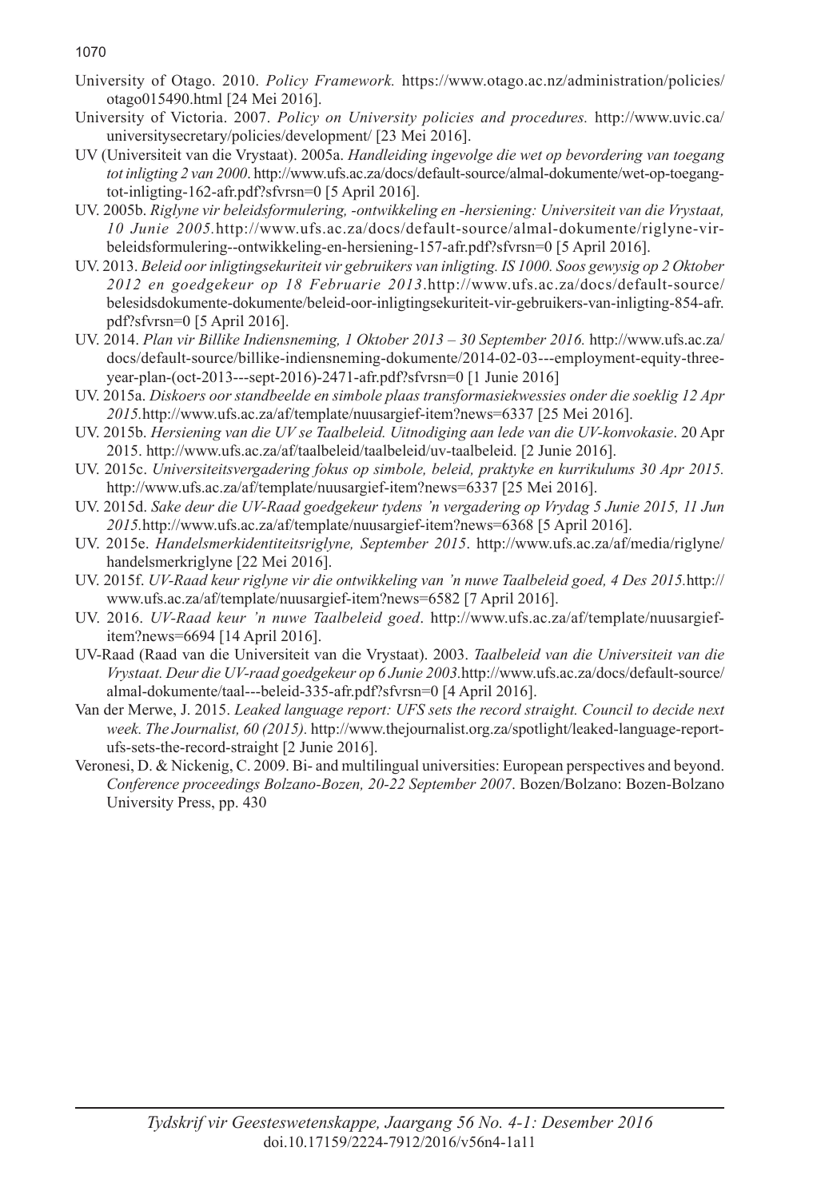University of Otago. 2010. *Policy Framework.* https://www.otago.ac.nz/administration/policies/otago015490.html [24 Mei 2016].

University of Victoria. 2007. *Policy on University policies and procedures.* http://www.uvic.ca/universitysecretary/policies/development/ [23 Mei 2016].

UV (Universiteit van die Vrystaat). 2005a. *Handleiding ingevolge die wet op bevordering van toegang tot inligting 2 van 2000*. http://www.ufs.ac.za/docs/default-source/almal-dokumente/wet-op-toegang-tot-inligting-162-afr.pdf?sfvrsn=0 [5 April 2016].

UV. 2005b. *Riglyne vir beleidsformulering, -ontwikkeling en -hersiening: Universiteit van die Vrystaat, 10 Junie 2005.* http://www.ufs.ac.za/docs/default-source/almal-dokumente/riglyne-vir-beleidsformulering--ontwikkeling-en-hersiening-157-afr.pdf?sfvrsn=0 [5 April 2016].

UV. 2013. *Beleid oor inligtingsekuriteit vir gebruikers van inligting. IS 1000. Soos gewysig op 2 Oktober 2012 en goedgekeur op 18 Februarie 2013*.http://www.ufs.ac.za/docs/default-source/belesidsdokumente-dokumente/beleid-oor-inligtingsekuriteit-vir-gebruikers-van-inligting-854-afr.pdf?sfvrsn=0 [5 April 2016].

UV. 2014. *Plan vir Billike Indiensneming, 1 Oktober 2013 – 30 September 2016.* http://www.ufs.ac.za/docs/default-source/billike-indiensneming-dokumente/2014-02-03---employment-equity-three-year-plan-(oct-2013---sept-2016)-2471-afr.pdf?sfvrsn=0 [1 Junie 2016]

UV. 2015a. *Diskoers oor standbeelde en simbole plaas transformasiekwessies onder die soeklig 12 Apr 2015.*http://www.ufs.ac.za/af/template/nuusargief-item?news=6337 [25 Mei 2016].

UV. 2015b. *Hersiening van die UV se Taalbeleid. Uitnodiging aan lede van die UV-konvokasie*. 20 Apr 2015. http://www.ufs.ac.za/af/taalbeleid/taalbeleid/uv-taalbeleid. [2 Junie 2016].

UV. 2015c. *Universiteitsvergadering fokus op simbole, beleid, praktyke en kurrikulums 30 Apr 2015.* http://www.ufs.ac.za/af/template/nuusargief-item?news=6337 [25 Mei 2016].

UV. 2015d. *Sake deur die UV-Raad goedgekeur tydens 'n vergadering op Vrydag 5 Junie 2015, 11 Jun 2015.*http://www.ufs.ac.za/af/template/nuusargief-item?news=6368 [5 April 2016].

UV. 2015e. *Handelsmerkidentiteitsriglyne, September 2015*. http://www.ufs.ac.za/af/media/riglyne/handelsmerkriglyne [22 Mei 2016].

UV. 2015f. *UV-Raad keur riglyne vir die ontwikkeling van 'n nuwe Taalbeleid goed, 4 Des 2015.*http://www.ufs.ac.za/af/template/nuusargief-item?news=6582 [7 April 2016].

UV. 2016. *UV-Raad keur 'n nuwe Taalbeleid goed*. http://www.ufs.ac.za/af/template/nuusargief-item?news=6694 [14 April 2016].

UV-Raad (Raad van die Universiteit van die Vrystaat). 2003. *Taalbeleid van die Universiteit van die Vrystaat. Deur die UV-raad goedgekeur op 6 Junie 2003.*http://www.ufs.ac.za/docs/default-source/almal-dokumente/taal---beleid-335-afr.pdf?sfvrsn=0 [4 April 2016].

Van der Merwe, J. 2015. *Leaked language report: UFS sets the record straight. Council to decide next week. The Journalist, 60 (2015)*. http://www.thejournalist.org.za/spotlight/leaked-language-report-ufs-sets-the-record-straight [2 Junie 2016].

Veronesi, D. & Nickenig, C. 2009. Bi- and multilingual universities: European perspectives and beyond. *Conference proceedings Bolzano-Bozen, 20-22 September 2007*. Bozen/Bolzano: Bozen-Bolzano University Press, pp. 430